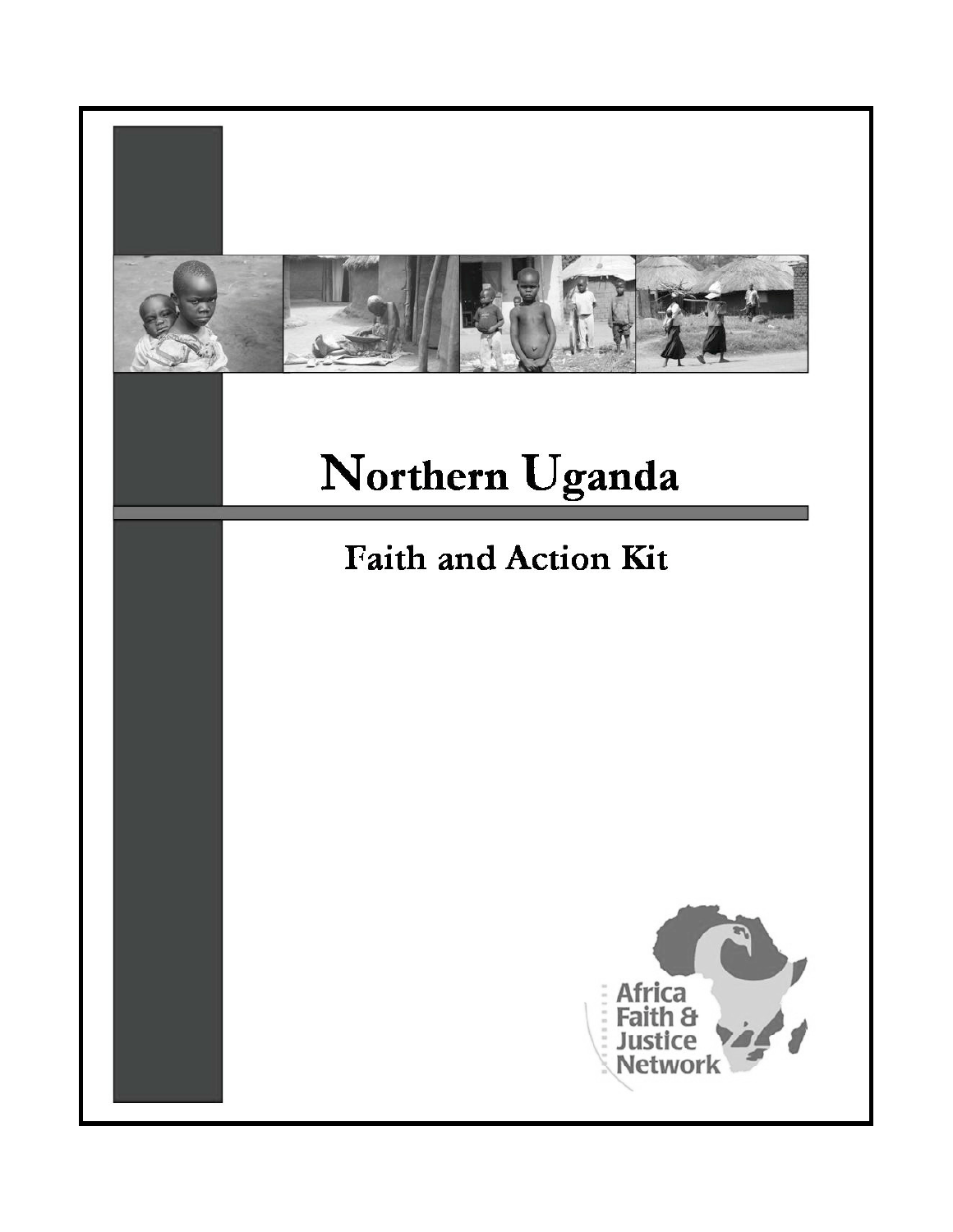# Northern Uganda

## Faith and Action Kit

Africa Faith & Justice Network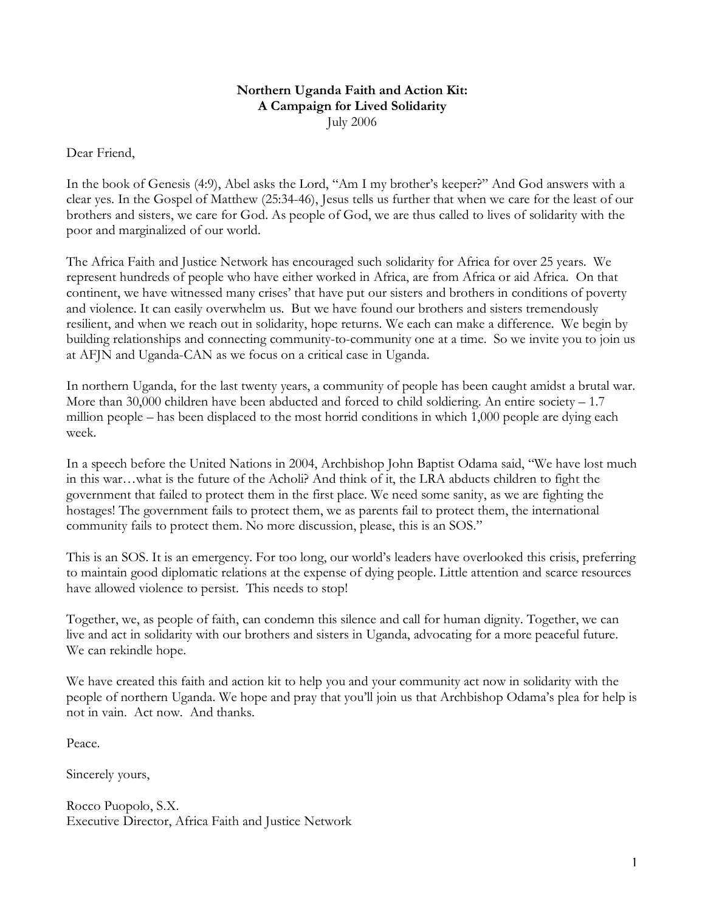**Northern Uganda Faith and Action Kit:**
**A Campaign for Lived Solidarity**
July 2006

Dear Friend,

In the book of Genesis (4:9), Abel asks the Lord, "Am I my brother's keeper?" And God answers with a clear yes. In the Gospel of Matthew (25:34-46), Jesus tells us further that when we care for the least of our brothers and sisters, we care for God. As people of God, we are thus called to lives of solidarity with the poor and marginalized of our world.

The Africa Faith and Justice Network has encouraged such solidarity for Africa for over 25 years. We represent hundreds of people who have either worked in Africa, are from Africa or aid Africa. On that continent, we have witnessed many crises' that have put our sisters and brothers in conditions of poverty and violence. It can easily overwhelm us. But we have found our brothers and sisters tremendously resilient, and when we reach out in solidarity, hope returns. We each can make a difference. We begin by building relationships and connecting community-to-community one at a time. So we invite you to join us at AFJN and Uganda-CAN as we focus on a critical case in Uganda.

In northern Uganda, for the last twenty years, a community of people has been caught amidst a brutal war. More than 30,000 children have been abducted and forced to child soldiering. An entire society – 1.7 million people – has been displaced to the most horrid conditions in which 1,000 people are dying each week.

In a speech before the United Nations in 2004, Archbishop John Baptist Odama said, "We have lost much in this war…what is the future of the Acholi? And think of it, the LRA abducts children to fight the government that failed to protect them in the first place. We need some sanity, as we are fighting the hostages! The government fails to protect them, we as parents fail to protect them, the international community fails to protect them. No more discussion, please, this is an SOS."

This is an SOS. It is an emergency. For too long, our world's leaders have overlooked this crisis, preferring to maintain good diplomatic relations at the expense of dying people. Little attention and scarce resources have allowed violence to persist. This needs to stop!

Together, we, as people of faith, can condemn this silence and call for human dignity. Together, we can live and act in solidarity with our brothers and sisters in Uganda, advocating for a more peaceful future. We can rekindle hope.

We have created this faith and action kit to help you and your community act now in solidarity with the people of northern Uganda. We hope and pray that you'll join us that Archbishop Odama's plea for help is not in vain. Act now. And thanks.

Peace.

Sincerely yours,

Rocco Puopolo, S.X.
Executive Director, Africa Faith and Justice Network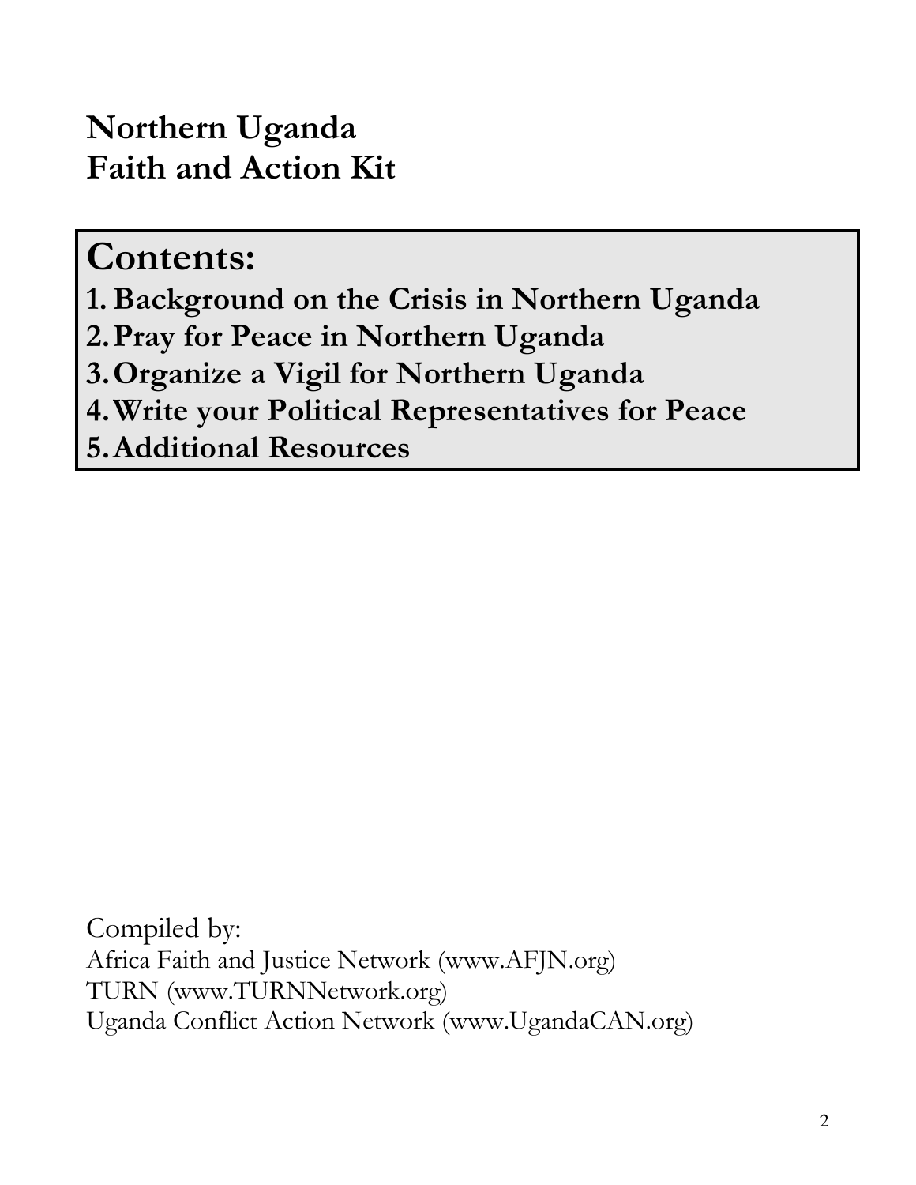# Northern Uganda
# Faith and Action Kit

## Contents:

1. **Background on the Crisis in Northern Uganda**
2. **Pray for Peace in Northern Uganda**
3. **Organize a Vigil for Northern Uganda**
4. **Write your Political Representatives for Peace**
5. **Additional Resources**

Compiled by:
Africa Faith and Justice Network (www.AFJN.org)
TURN (www.TURNNetwork.org)
Uganda Conflict Action Network (www.UgandaCAN.org)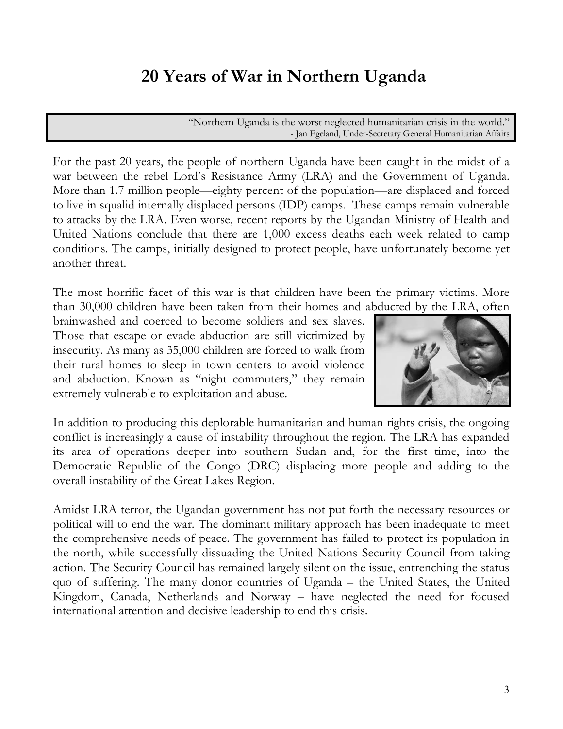# 20 Years of War in Northern Uganda

> "Northern Uganda is the worst neglected humanitarian crisis in the world."
> - Jan Egeland, Under-Secretary General Humanitarian Affairs

For the past 20 years, the people of northern Uganda have been caught in the midst of a war between the rebel Lord's Resistance Army (LRA) and the Government of Uganda. More than 1.7 million people—eighty percent of the population—are displaced and forced to live in squalid internally displaced persons (IDP) camps. These camps remain vulnerable to attacks by the LRA. Even worse, recent reports by the Ugandan Ministry of Health and United Nations conclude that there are 1,000 excess deaths each week related to camp conditions. The camps, initially designed to protect people, have unfortunately become yet another threat.

The most horrific facet of this war is that children have been the primary victims. More than 30,000 children have been taken from their homes and abducted by the LRA, often brainwashed and coerced to become soldiers and sex slaves. Those that escape or evade abduction are still victimized by insecurity. As many as 35,000 children are forced to walk from their rural homes to sleep in town centers to avoid violence and abduction. Known as "night commuters," they remain extremely vulnerable to exploitation and abuse.

In addition to producing this deplorable humanitarian and human rights crisis, the ongoing conflict is increasingly a cause of instability throughout the region. The LRA has expanded its area of operations deeper into southern Sudan and, for the first time, into the Democratic Republic of the Congo (DRC) displacing more people and adding to the overall instability of the Great Lakes Region.

Amidst LRA terror, the Ugandan government has not put forth the necessary resources or political will to end the war. The dominant military approach has been inadequate to meet the comprehensive needs of peace. The government has failed to protect its population in the north, while successfully dissuading the United Nations Security Council from taking action. The Security Council has remained largely silent on the issue, entrenching the status quo of suffering. The many donor countries of Uganda – the United States, the United Kingdom, Canada, Netherlands and Norway – have neglected the need for focused international attention and decisive leadership to end this crisis.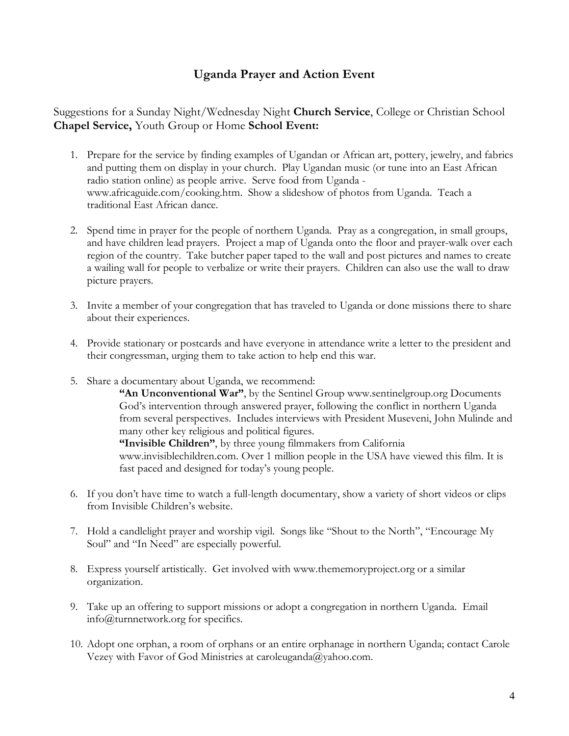## Uganda Prayer and Action Event

Suggestions for a Sunday Night/Wednesday Night **Church Service**, College or Christian School **Chapel Service,** Youth Group or Home **School Event:**

1. Prepare for the service by finding examples of Ugandan or African art, pottery, jewelry, and fabrics and putting them on display in your church. Play Ugandan music (or tune into an East African radio station online) as people arrive. Serve food from Uganda - www.africaguide.com/cooking.htm. Show a slideshow of photos from Uganda. Teach a traditional East African dance.

2. Spend time in prayer for the people of northern Uganda. Pray as a congregation, in small groups, and have children lead prayers. Project a map of Uganda onto the floor and prayer-walk over each region of the country. Take butcher paper taped to the wall and post pictures and names to create a wailing wall for people to verbalize or write their prayers. Children can also use the wall to draw picture prayers.

3. Invite a member of your congregation that has traveled to Uganda or done missions there to share about their experiences.

4. Provide stationary or postcards and have everyone in attendance write a letter to the president and their congressman, urging them to take action to help end this war.

5. Share a documentary about Uganda, we recommend:

   **"An Unconventional War"**, by the Sentinel Group www.sentinelgroup.org Documents God's intervention through answered prayer, following the conflict in northern Uganda from several perspectives. Includes interviews with President Museveni, John Mulinde and many other key religious and political figures.

   **"Invisible Children"**, by three young filmmakers from California www.invisiblechildren.com. Over 1 million people in the USA have viewed this film. It is fast paced and designed for today's young people.

6. If you don't have time to watch a full-length documentary, show a variety of short videos or clips from Invisible Children's website.

7. Hold a candlelight prayer and worship vigil. Songs like "Shout to the North", "Encourage My Soul" and "In Need" are especially powerful.

8. Express yourself artistically. Get involved with www.thememoryproject.org or a similar organization.

9. Take up an offering to support missions or adopt a congregation in northern Uganda. Email info@turnnetwork.org for specifics.

10. Adopt one orphan, a room of orphans or an entire orphanage in northern Uganda; contact Carole Vezey with Favor of God Ministries at caroleuganda@yahoo.com.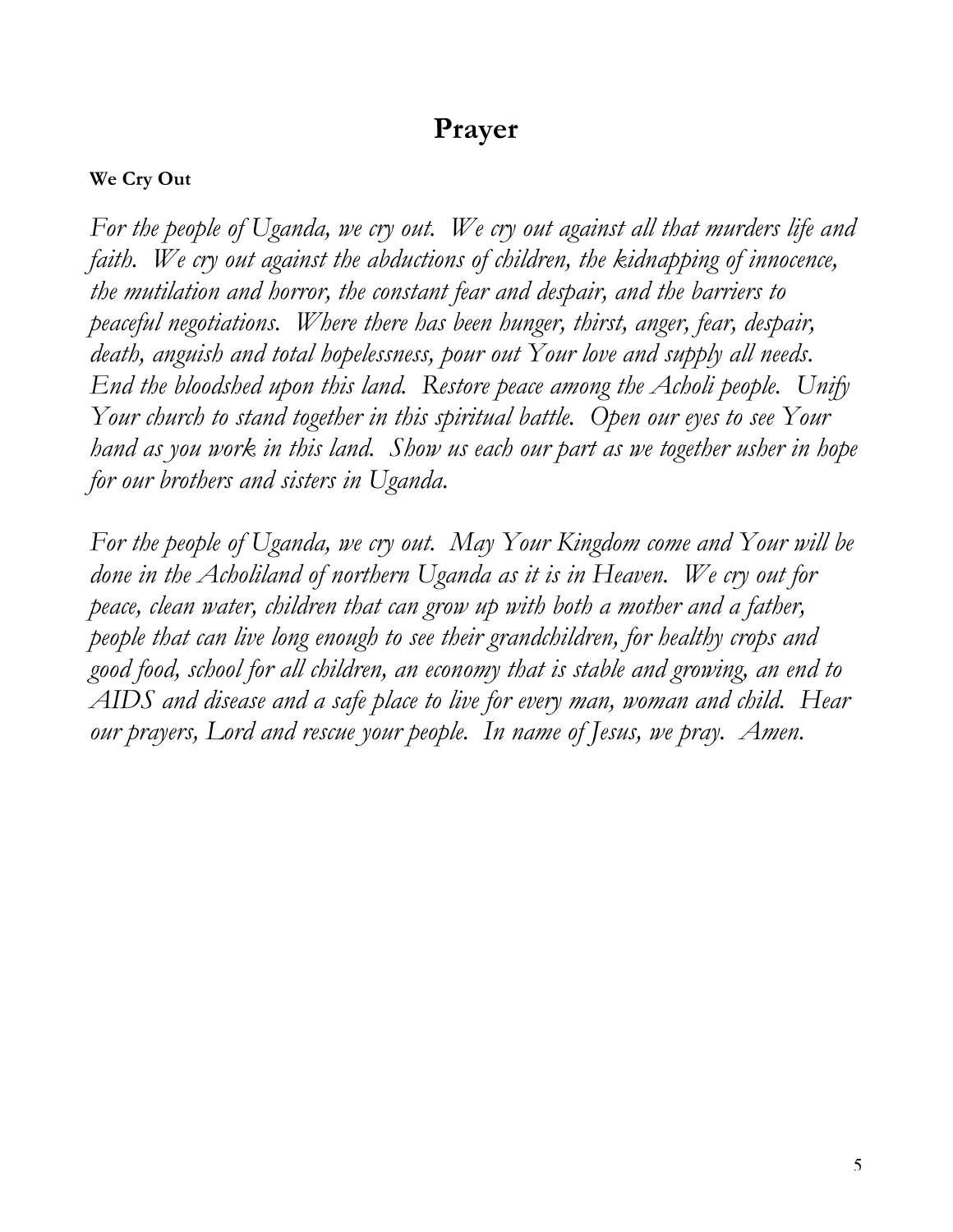# Prayer

**We Cry Out**

*For the people of Uganda, we cry out. We cry out against all that murders life and faith. We cry out against the abductions of children, the kidnapping of innocence, the mutilation and horror, the constant fear and despair, and the barriers to peaceful negotiations. Where there has been hunger, thirst, anger, fear, despair, death, anguish and total hopelessness, pour out Your love and supply all needs. End the bloodshed upon this land. Restore peace among the Acholi people. Unify Your church to stand together in this spiritual battle. Open our eyes to see Your hand as you work in this land. Show us each our part as we together usher in hope for our brothers and sisters in Uganda.*

*For the people of Uganda, we cry out. May Your Kingdom come and Your will be done in the Acholiland of northern Uganda as it is in Heaven. We cry out for peace, clean water, children that can grow up with both a mother and a father, people that can live long enough to see their grandchildren, for healthy crops and good food, school for all children, an economy that is stable and growing, an end to AIDS and disease and a safe place to live for every man, woman and child. Hear our prayers, Lord and rescue your people. In name of Jesus, we pray. Amen.*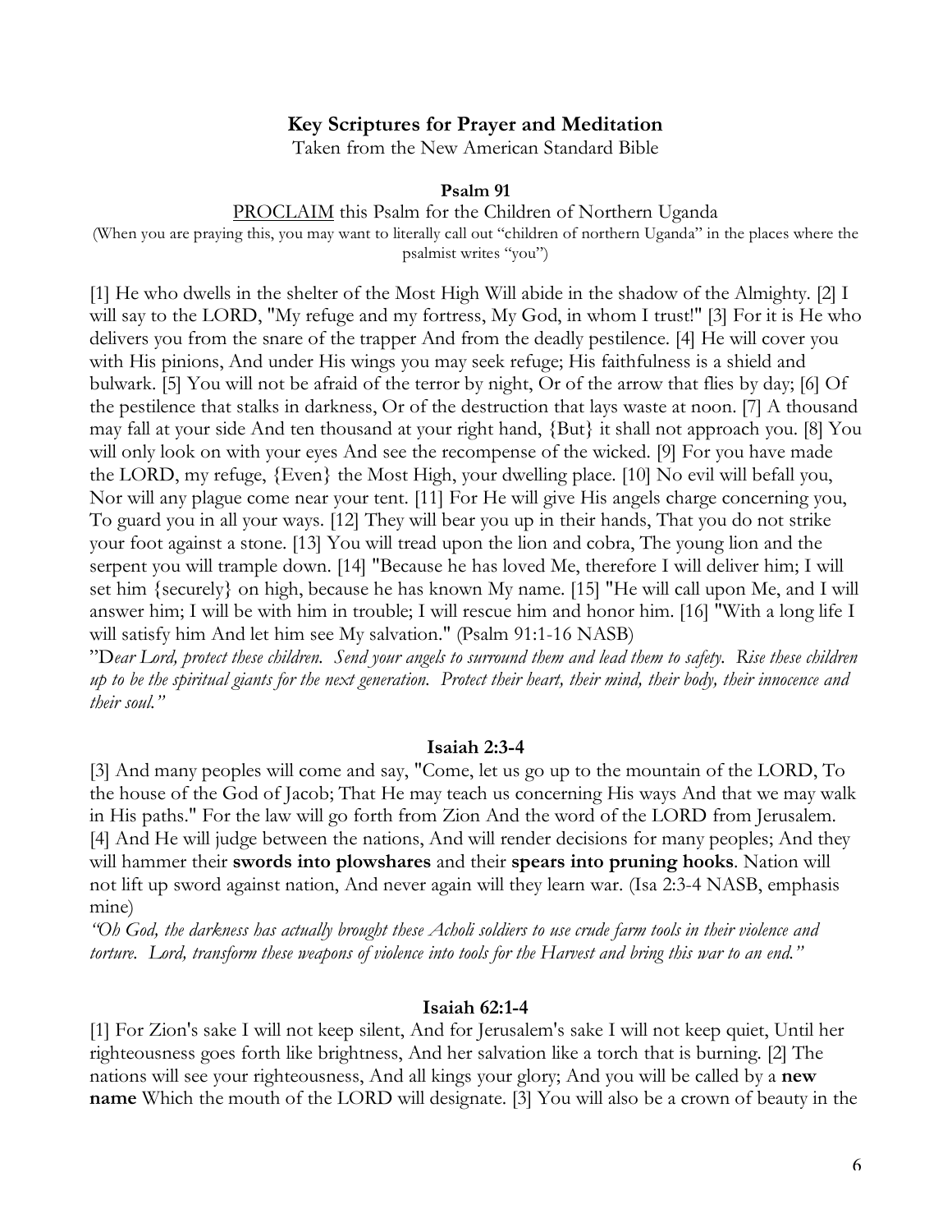## Key Scriptures for Prayer and Meditation

Taken from the New American Standard Bible

### Psalm 91

<u>PROCLAIM</u> this Psalm for the Children of Northern Uganda

(When you are praying this, you may want to literally call out "children of northern Uganda" in the places where the psalmist writes "you")

[1] He who dwells in the shelter of the Most High Will abide in the shadow of the Almighty. [2] I will say to the LORD, "My refuge and my fortress, My God, in whom I trust!" [3] For it is He who delivers you from the snare of the trapper And from the deadly pestilence. [4] He will cover you with His pinions, And under His wings you may seek refuge; His faithfulness is a shield and bulwark. [5] You will not be afraid of the terror by night, Or of the arrow that flies by day; [6] Of the pestilence that stalks in darkness, Or of the destruction that lays waste at noon. [7] A thousand may fall at your side And ten thousand at your right hand, {But} it shall not approach you. [8] You will only look on with your eyes And see the recompense of the wicked. [9] For you have made the LORD, my refuge, {Even} the Most High, your dwelling place. [10] No evil will befall you, Nor will any plague come near your tent. [11] For He will give His angels charge concerning you, To guard you in all your ways. [12] They will bear you up in their hands, That you do not strike your foot against a stone. [13] You will tread upon the lion and cobra, The young lion and the serpent you will trample down. [14] "Because he has loved Me, therefore I will deliver him; I will set him {securely} on high, because he has known My name. [15] "He will call upon Me, and I will answer him; I will be with him in trouble; I will rescue him and honor him. [16] "With a long life I will satisfy him And let him see My salvation." (Psalm 91:1-16 NASB)

*"Dear Lord, protect these children. Send your angels to surround them and lead them to safety. Rise these children up to be the spiritual giants for the next generation. Protect their heart, their mind, their body, their innocence and their soul."*

### Isaiah 2:3-4

[3] And many peoples will come and say, "Come, let us go up to the mountain of the LORD, To the house of the God of Jacob; That He may teach us concerning His ways And that we may walk in His paths." For the law will go forth from Zion And the word of the LORD from Jerusalem. [4] And He will judge between the nations, And will render decisions for many peoples; And they will hammer their **swords into plowshares** and their **spears into pruning hooks**. Nation will not lift up sword against nation, And never again will they learn war. (Isa 2:3-4 NASB, emphasis mine)

*"Oh God, the darkness has actually brought these Acholi soldiers to use crude farm tools in their violence and torture. Lord, transform these weapons of violence into tools for the Harvest and bring this war to an end."*

### Isaiah 62:1-4

[1] For Zion's sake I will not keep silent, And for Jerusalem's sake I will not keep quiet, Until her righteousness goes forth like brightness, And her salvation like a torch that is burning. [2] The nations will see your righteousness, And all kings your glory; And you will be called by a **new name** Which the mouth of the LORD will designate. [3] You will also be a crown of beauty in the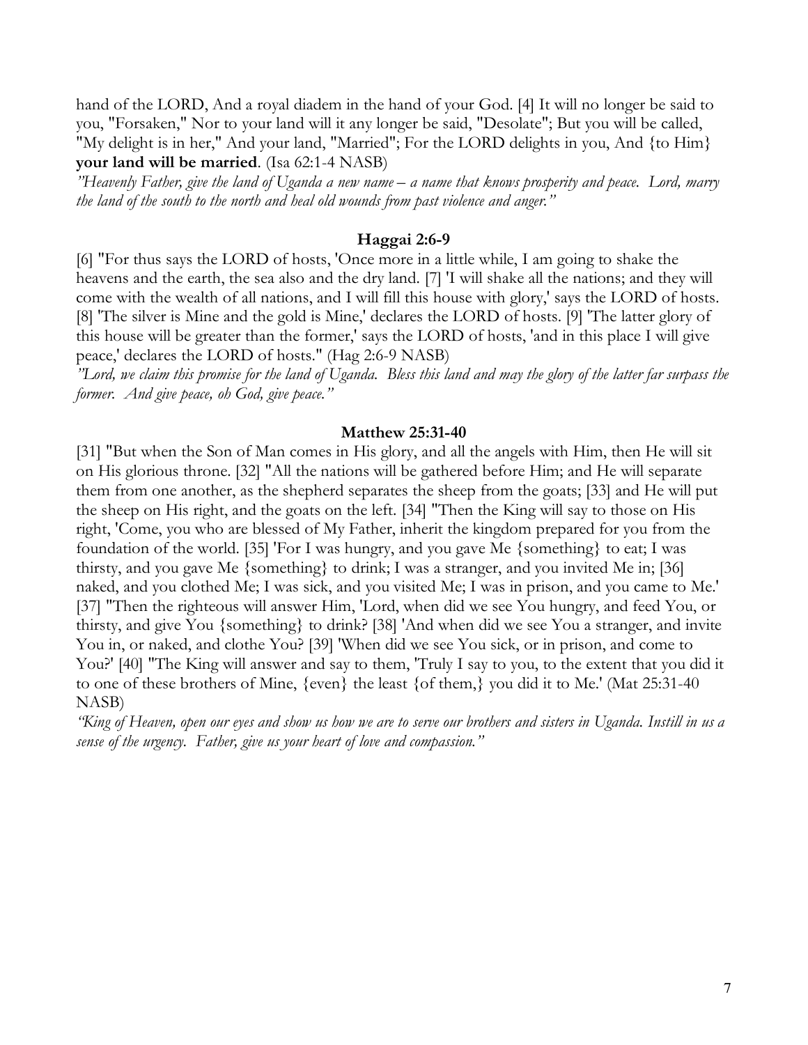hand of the LORD, And a royal diadem in the hand of your God. [4] It will no longer be said to you, "Forsaken," Nor to your land will it any longer be said, "Desolate"; But you will be called, "My delight is in her," And your land, "Married"; For the LORD delights in you, And {to Him} **your land will be married**. (Isa 62:1-4 NASB)

*"Heavenly Father, give the land of Uganda a new name – a name that knows prosperity and peace. Lord, marry the land of the south to the north and heal old wounds from past violence and anger."*

### Haggai 2:6-9

[6] "For thus says the LORD of hosts, 'Once more in a little while, I am going to shake the heavens and the earth, the sea also and the dry land. [7] 'I will shake all the nations; and they will come with the wealth of all nations, and I will fill this house with glory,' says the LORD of hosts. [8] 'The silver is Mine and the gold is Mine,' declares the LORD of hosts. [9] 'The latter glory of this house will be greater than the former,' says the LORD of hosts, 'and in this place I will give peace,' declares the LORD of hosts." (Hag 2:6-9 NASB)

*"Lord, we claim this promise for the land of Uganda. Bless this land and may the glory of the latter far surpass the former. And give peace, oh God, give peace."*

### Matthew 25:31-40

[31] "But when the Son of Man comes in His glory, and all the angels with Him, then He will sit on His glorious throne. [32] "All the nations will be gathered before Him; and He will separate them from one another, as the shepherd separates the sheep from the goats; [33] and He will put the sheep on His right, and the goats on the left. [34] "Then the King will say to those on His right, 'Come, you who are blessed of My Father, inherit the kingdom prepared for you from the foundation of the world. [35] 'For I was hungry, and you gave Me {something} to eat; I was thirsty, and you gave Me {something} to drink; I was a stranger, and you invited Me in; [36] naked, and you clothed Me; I was sick, and you visited Me; I was in prison, and you came to Me.' [37] "Then the righteous will answer Him, 'Lord, when did we see You hungry, and feed You, or thirsty, and give You {something} to drink? [38] 'And when did we see You a stranger, and invite You in, or naked, and clothe You? [39] 'When did we see You sick, or in prison, and come to You?' [40] "The King will answer and say to them, 'Truly I say to you, to the extent that you did it to one of these brothers of Mine, {even} the least {of them,} you did it to Me.' (Mat 25:31-40 NASB)

*"King of Heaven, open our eyes and show us how we are to serve our brothers and sisters in Uganda. Instill in us a sense of the urgency. Father, give us your heart of love and compassion."*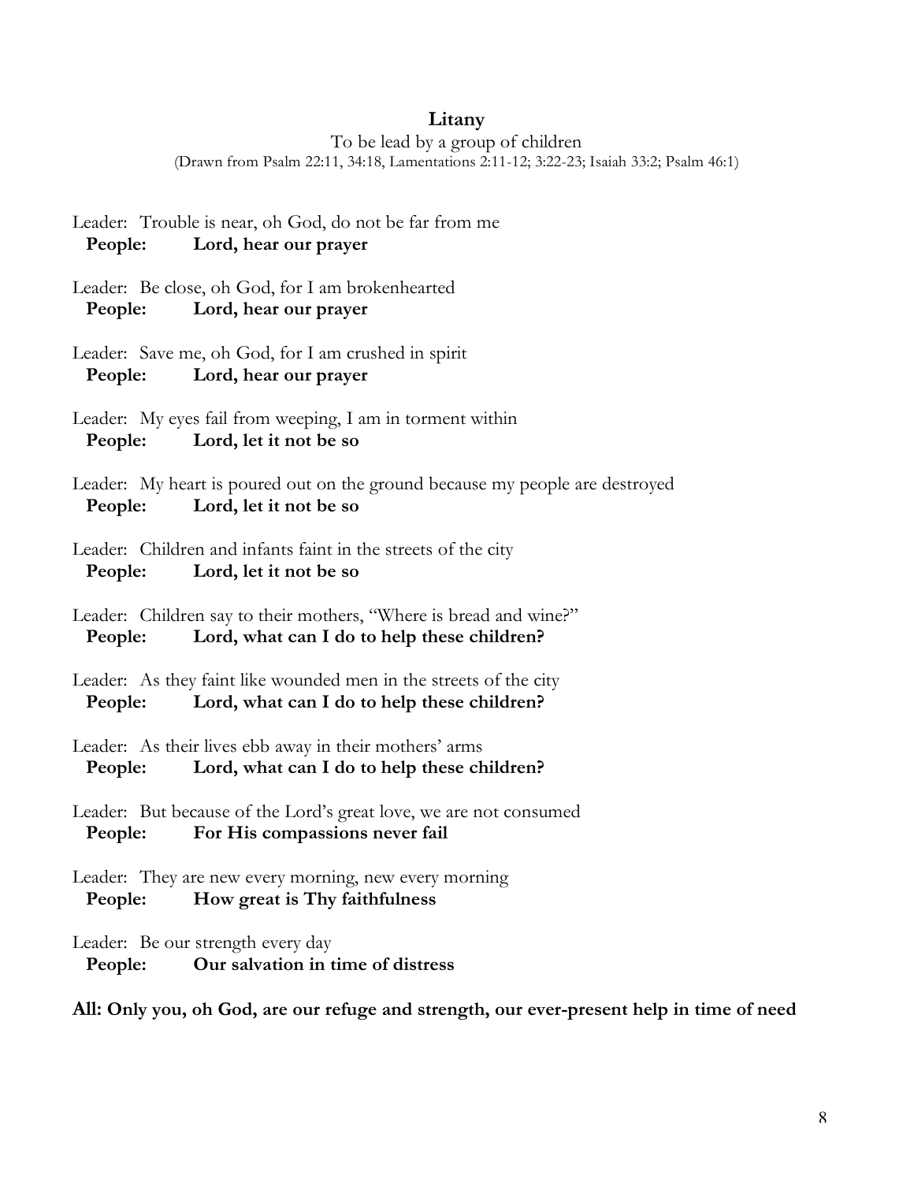## Litany

To be lead by a group of children

(Drawn from Psalm 22:11, 34:18, Lamentations 2:11-12; 3:22-23; Isaiah 33:2; Psalm 46:1)

Leader: Trouble is near, oh God, do not be far from me
**People: Lord, hear our prayer**

Leader: Be close, oh God, for I am brokenhearted
**People: Lord, hear our prayer**

Leader: Save me, oh God, for I am crushed in spirit
**People: Lord, hear our prayer**

Leader: My eyes fail from weeping, I am in torment within
**People: Lord, let it not be so**

Leader: My heart is poured out on the ground because my people are destroyed
**People: Lord, let it not be so**

Leader: Children and infants faint in the streets of the city
**People: Lord, let it not be so**

Leader: Children say to their mothers, "Where is bread and wine?"
**People: Lord, what can I do to help these children?**

Leader: As they faint like wounded men in the streets of the city
**People: Lord, what can I do to help these children?**

Leader: As their lives ebb away in their mothers' arms
**People: Lord, what can I do to help these children?**

Leader: But because of the Lord's great love, we are not consumed
**People: For His compassions never fail**

Leader: They are new every morning, new every morning
**People: How great is Thy faithfulness**

Leader: Be our strength every day
**People: Our salvation in time of distress**

**All: Only you, oh God, are our refuge and strength, our ever-present help in time of need**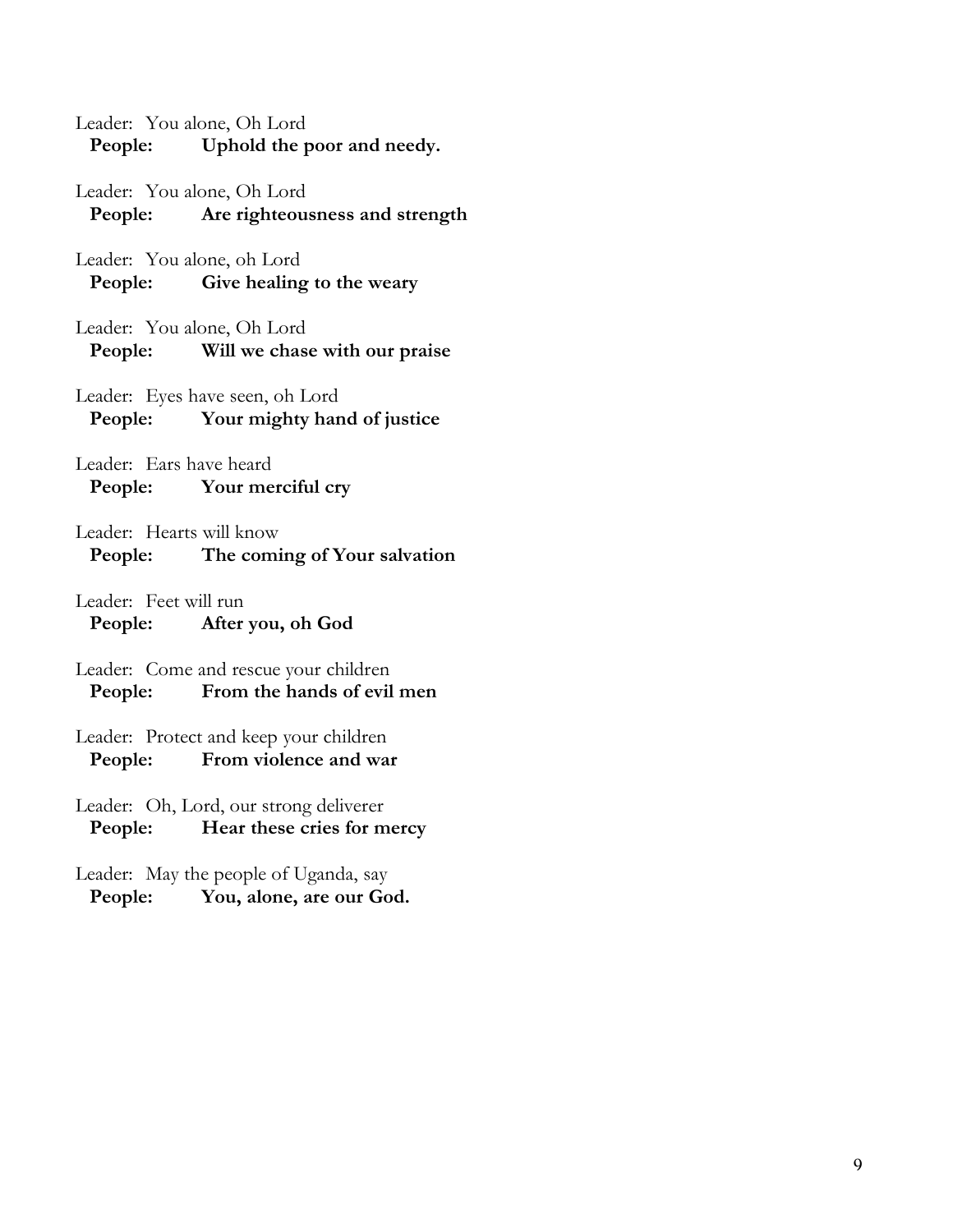Leader: You alone, Oh Lord
**People: Uphold the poor and needy.**

Leader: You alone, Oh Lord
**People: Are righteousness and strength**

Leader: You alone, oh Lord
**People: Give healing to the weary**

Leader: You alone, Oh Lord
**People: Will we chase with our praise**

Leader: Eyes have seen, oh Lord
**People: Your mighty hand of justice**

Leader: Ears have heard
**People: Your merciful cry**

Leader: Hearts will know
**People: The coming of Your salvation**

Leader: Feet will run
**People: After you, oh God**

Leader: Come and rescue your children
**People: From the hands of evil men**

Leader: Protect and keep your children
**People: From violence and war**

Leader: Oh, Lord, our strong deliverer
**People: Hear these cries for mercy**

Leader: May the people of Uganda, say
**People: You, alone, are our God.**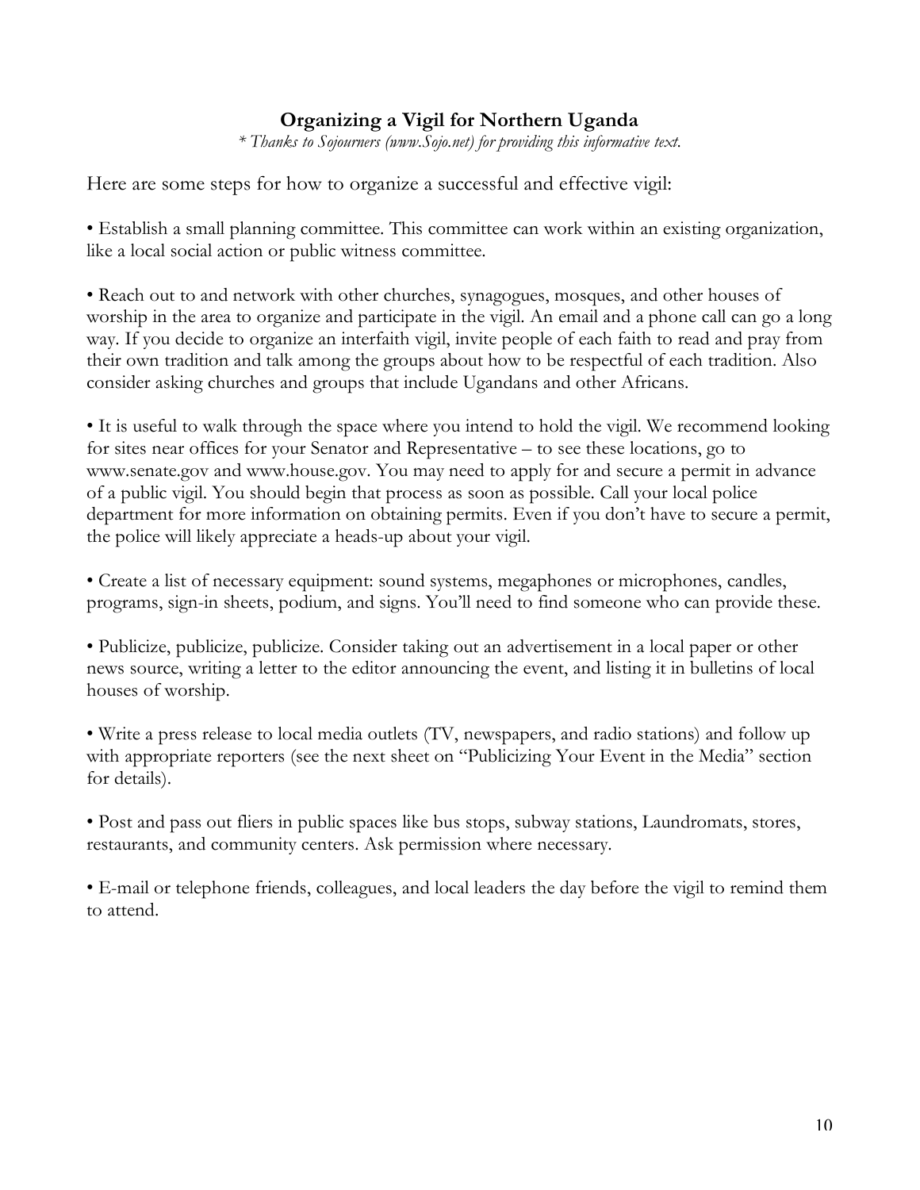## Organizing a Vigil for Northern Uganda

*\* Thanks to Sojourners (www.Sojo.net) for providing this informative text.*

Here are some steps for how to organize a successful and effective vigil:

• Establish a small planning committee. This committee can work within an existing organization, like a local social action or public witness committee.

• Reach out to and network with other churches, synagogues, mosques, and other houses of worship in the area to organize and participate in the vigil. An email and a phone call can go a long way. If you decide to organize an interfaith vigil, invite people of each faith to read and pray from their own tradition and talk among the groups about how to be respectful of each tradition. Also consider asking churches and groups that include Ugandans and other Africans.

• It is useful to walk through the space where you intend to hold the vigil. We recommend looking for sites near offices for your Senator and Representative – to see these locations, go to www.senate.gov and www.house.gov. You may need to apply for and secure a permit in advance of a public vigil. You should begin that process as soon as possible. Call your local police department for more information on obtaining permits. Even if you don't have to secure a permit, the police will likely appreciate a heads-up about your vigil.

• Create a list of necessary equipment: sound systems, megaphones or microphones, candles, programs, sign-in sheets, podium, and signs. You'll need to find someone who can provide these.

• Publicize, publicize, publicize. Consider taking out an advertisement in a local paper or other news source, writing a letter to the editor announcing the event, and listing it in bulletins of local houses of worship.

• Write a press release to local media outlets (TV, newspapers, and radio stations) and follow up with appropriate reporters (see the next sheet on "Publicizing Your Event in the Media" section for details).

• Post and pass out fliers in public spaces like bus stops, subway stations, Laundromats, stores, restaurants, and community centers. Ask permission where necessary.

• E-mail or telephone friends, colleagues, and local leaders the day before the vigil to remind them to attend.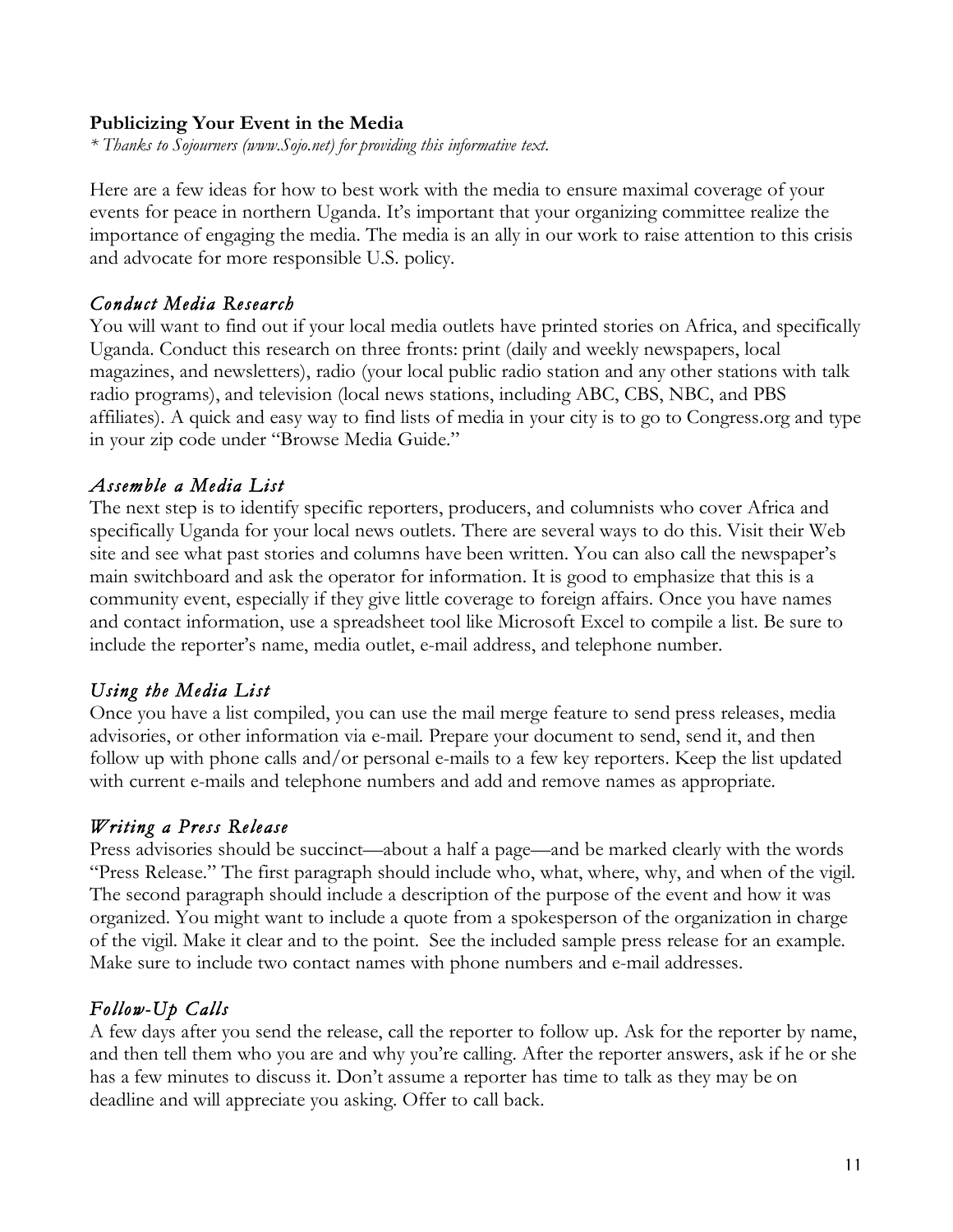## Publicizing Your Event in the Media

*\* Thanks to Sojourners (www.Sojo.net) for providing this informative text.*

Here are a few ideas for how to best work with the media to ensure maximal coverage of your events for peace in northern Uganda. It's important that your organizing committee realize the importance of engaging the media. The media is an ally in our work to raise attention to this crisis and advocate for more responsible U.S. policy.

### *Conduct Media Research*

You will want to find out if your local media outlets have printed stories on Africa, and specifically Uganda. Conduct this research on three fronts: print (daily and weekly newspapers, local magazines, and newsletters), radio (your local public radio station and any other stations with talk radio programs), and television (local news stations, including ABC, CBS, NBC, and PBS affiliates). A quick and easy way to find lists of media in your city is to go to Congress.org and type in your zip code under "Browse Media Guide."

### *Assemble a Media List*

The next step is to identify specific reporters, producers, and columnists who cover Africa and specifically Uganda for your local news outlets. There are several ways to do this. Visit their Web site and see what past stories and columns have been written. You can also call the newspaper's main switchboard and ask the operator for information. It is good to emphasize that this is a community event, especially if they give little coverage to foreign affairs. Once you have names and contact information, use a spreadsheet tool like Microsoft Excel to compile a list. Be sure to include the reporter's name, media outlet, e-mail address, and telephone number.

### *Using the Media List*

Once you have a list compiled, you can use the mail merge feature to send press releases, media advisories, or other information via e-mail. Prepare your document to send, send it, and then follow up with phone calls and/or personal e-mails to a few key reporters. Keep the list updated with current e-mails and telephone numbers and add and remove names as appropriate.

### *Writing a Press Release*

Press advisories should be succinct—about a half a page—and be marked clearly with the words "Press Release." The first paragraph should include who, what, where, why, and when of the vigil. The second paragraph should include a description of the purpose of the event and how it was organized. You might want to include a quote from a spokesperson of the organization in charge of the vigil. Make it clear and to the point. See the included sample press release for an example. Make sure to include two contact names with phone numbers and e-mail addresses.

### *Follow-Up Calls*

A few days after you send the release, call the reporter to follow up. Ask for the reporter by name, and then tell them who you are and why you're calling. After the reporter answers, ask if he or she has a few minutes to discuss it. Don't assume a reporter has time to talk as they may be on deadline and will appreciate you asking. Offer to call back.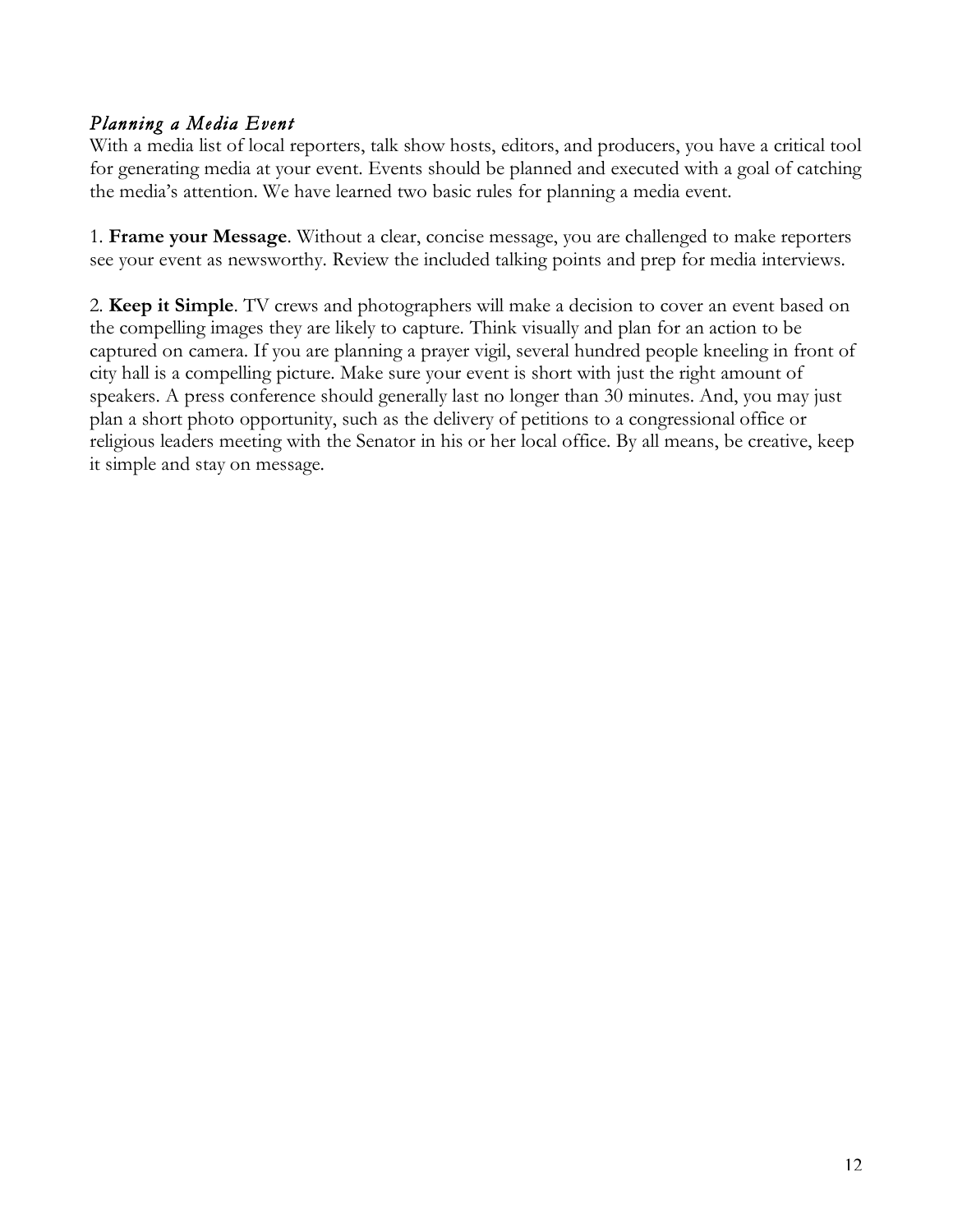### *Planning a Media Event*

With a media list of local reporters, talk show hosts, editors, and producers, you have a critical tool for generating media at your event. Events should be planned and executed with a goal of catching the media's attention. We have learned two basic rules for planning a media event.

1. **Frame your Message**. Without a clear, concise message, you are challenged to make reporters see your event as newsworthy. Review the included talking points and prep for media interviews.

2. **Keep it Simple**. TV crews and photographers will make a decision to cover an event based on the compelling images they are likely to capture. Think visually and plan for an action to be captured on camera. If you are planning a prayer vigil, several hundred people kneeling in front of city hall is a compelling picture. Make sure your event is short with just the right amount of speakers. A press conference should generally last no longer than 30 minutes. And, you may just plan a short photo opportunity, such as the delivery of petitions to a congressional office or religious leaders meeting with the Senator in his or her local office. By all means, be creative, keep it simple and stay on message.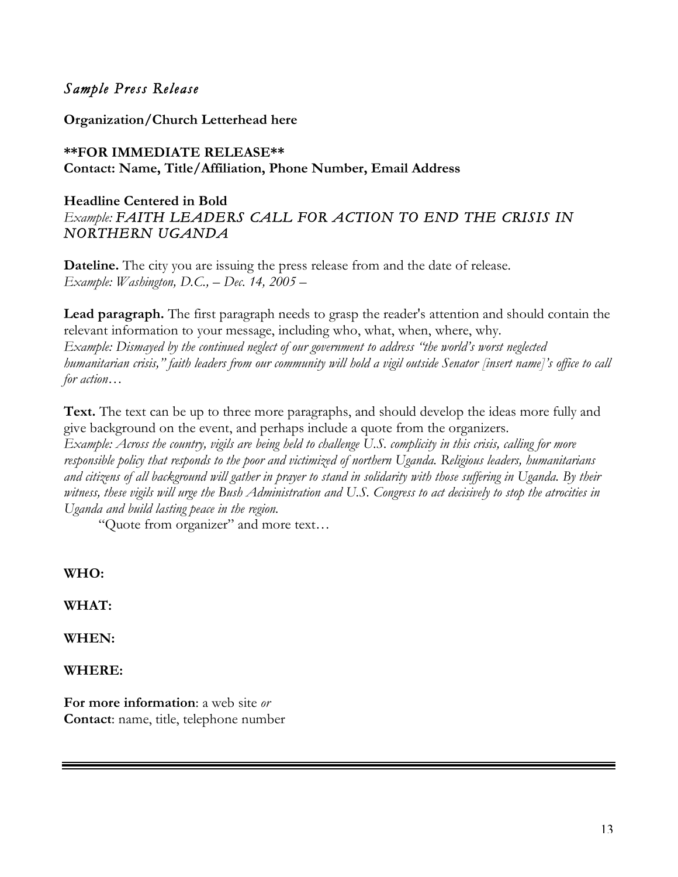## *Sample Press Release*

**Organization/Church Letterhead here**

**\*\*FOR IMMEDIATE RELEASE\*\***
**Contact: Name, Title/Affiliation, Phone Number, Email Address**

**Headline Centered in Bold**
*Example: FAITH LEADERS CALL FOR ACTION TO END THE CRISIS IN NORTHERN UGANDA*

**Dateline.** The city you are issuing the press release from and the date of release.
*Example: Washington, D.C., – Dec. 14, 2005 –*

**Lead paragraph.** The first paragraph needs to grasp the reader's attention and should contain the relevant information to your message, including who, what, when, where, why.
*Example: Dismayed by the continued neglect of our government to address "the world's worst neglected humanitarian crisis," faith leaders from our community will hold a vigil outside Senator [insert name]'s office to call for action…*

**Text.** The text can be up to three more paragraphs, and should develop the ideas more fully and give background on the event, and perhaps include a quote from the organizers.
*Example: Across the country, vigils are being held to challenge U.S. complicity in this crisis, calling for more responsible policy that responds to the poor and victimized of northern Uganda. Religious leaders, humanitarians and citizens of all background will gather in prayer to stand in solidarity with those suffering in Uganda. By their witness, these vigils will urge the Bush Administration and U.S. Congress to act decisively to stop the atrocities in Uganda and build lasting peace in the region.*

"Quote from organizer" and more text…

**WHO:**

**WHAT:**

**WHEN:**

**WHERE:**

**For more information**: a web site *or*
**Contact**: name, title, telephone number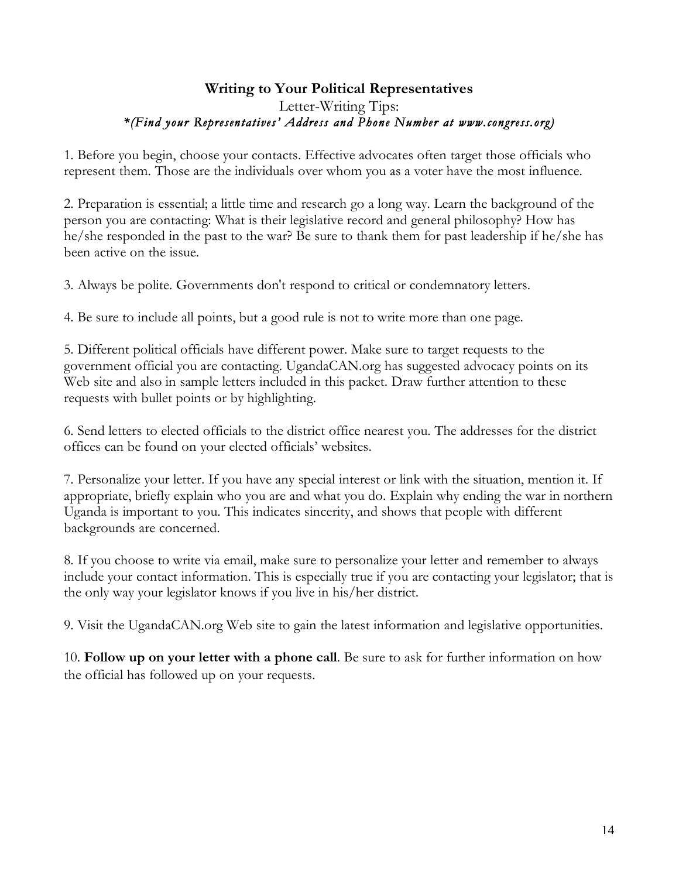## Writing to Your Political Representatives

Letter-Writing Tips:

*\*(Find your Representatives' Address and Phone Number at www.congress.org)*

1. Before you begin, choose your contacts. Effective advocates often target those officials who represent them. Those are the individuals over whom you as a voter have the most influence.

2. Preparation is essential; a little time and research go a long way. Learn the background of the person you are contacting: What is their legislative record and general philosophy? How has he/she responded in the past to the war? Be sure to thank them for past leadership if he/she has been active on the issue.

3. Always be polite. Governments don't respond to critical or condemnatory letters.

4. Be sure to include all points, but a good rule is not to write more than one page.

5. Different political officials have different power. Make sure to target requests to the government official you are contacting. UgandaCAN.org has suggested advocacy points on its Web site and also in sample letters included in this packet. Draw further attention to these requests with bullet points or by highlighting.

6. Send letters to elected officials to the district office nearest you. The addresses for the district offices can be found on your elected officials' websites.

7. Personalize your letter. If you have any special interest or link with the situation, mention it. If appropriate, briefly explain who you are and what you do. Explain why ending the war in northern Uganda is important to you. This indicates sincerity, and shows that people with different backgrounds are concerned.

8. If you choose to write via email, make sure to personalize your letter and remember to always include your contact information. This is especially true if you are contacting your legislator; that is the only way your legislator knows if you live in his/her district.

9. Visit the UgandaCAN.org Web site to gain the latest information and legislative opportunities.

10. **Follow up on your letter with a phone call**. Be sure to ask for further information on how the official has followed up on your requests.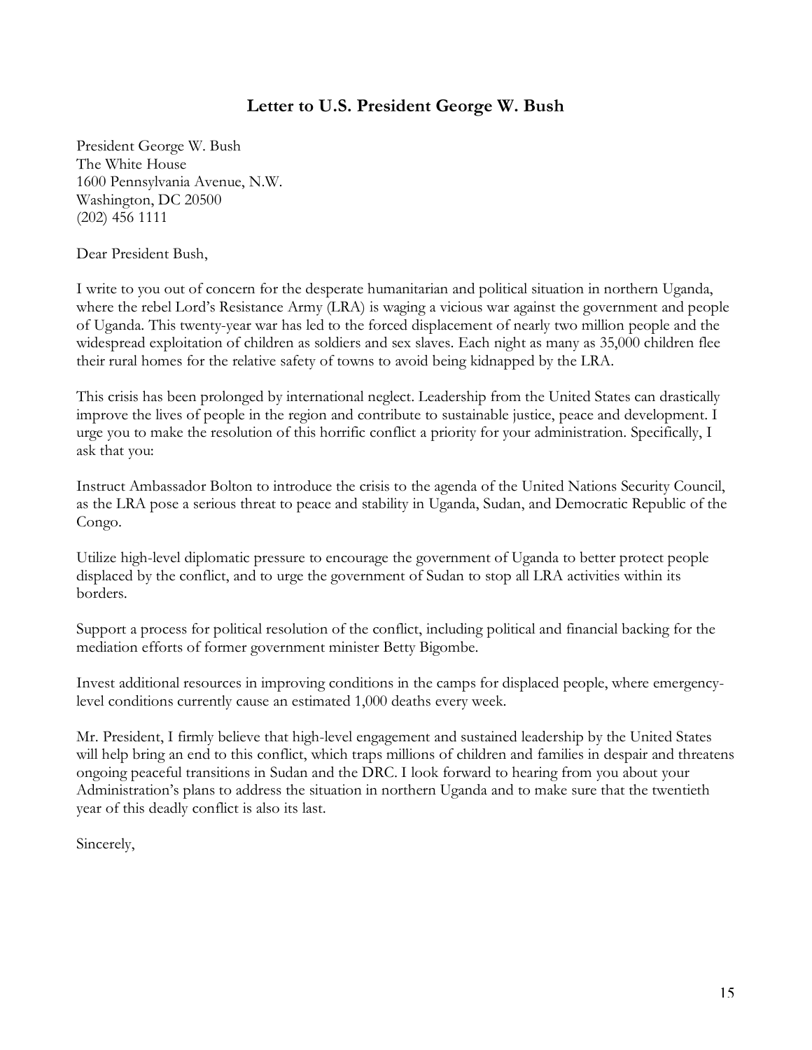## Letter to U.S. President George W. Bush

President George W. Bush
The White House
1600 Pennsylvania Avenue, N.W.
Washington, DC 20500
(202) 456 1111

Dear President Bush,

I write to you out of concern for the desperate humanitarian and political situation in northern Uganda, where the rebel Lord's Resistance Army (LRA) is waging a vicious war against the government and people of Uganda. This twenty-year war has led to the forced displacement of nearly two million people and the widespread exploitation of children as soldiers and sex slaves. Each night as many as 35,000 children flee their rural homes for the relative safety of towns to avoid being kidnapped by the LRA.

This crisis has been prolonged by international neglect. Leadership from the United States can drastically improve the lives of people in the region and contribute to sustainable justice, peace and development. I urge you to make the resolution of this horrific conflict a priority for your administration. Specifically, I ask that you:

Instruct Ambassador Bolton to introduce the crisis to the agenda of the United Nations Security Council, as the LRA pose a serious threat to peace and stability in Uganda, Sudan, and Democratic Republic of the Congo.

Utilize high-level diplomatic pressure to encourage the government of Uganda to better protect people displaced by the conflict, and to urge the government of Sudan to stop all LRA activities within its borders.

Support a process for political resolution of the conflict, including political and financial backing for the mediation efforts of former government minister Betty Bigombe.

Invest additional resources in improving conditions in the camps for displaced people, where emergency-level conditions currently cause an estimated 1,000 deaths every week.

Mr. President, I firmly believe that high-level engagement and sustained leadership by the United States will help bring an end to this conflict, which traps millions of children and families in despair and threatens ongoing peaceful transitions in Sudan and the DRC. I look forward to hearing from you about your Administration's plans to address the situation in northern Uganda and to make sure that the twentieth year of this deadly conflict is also its last.

Sincerely,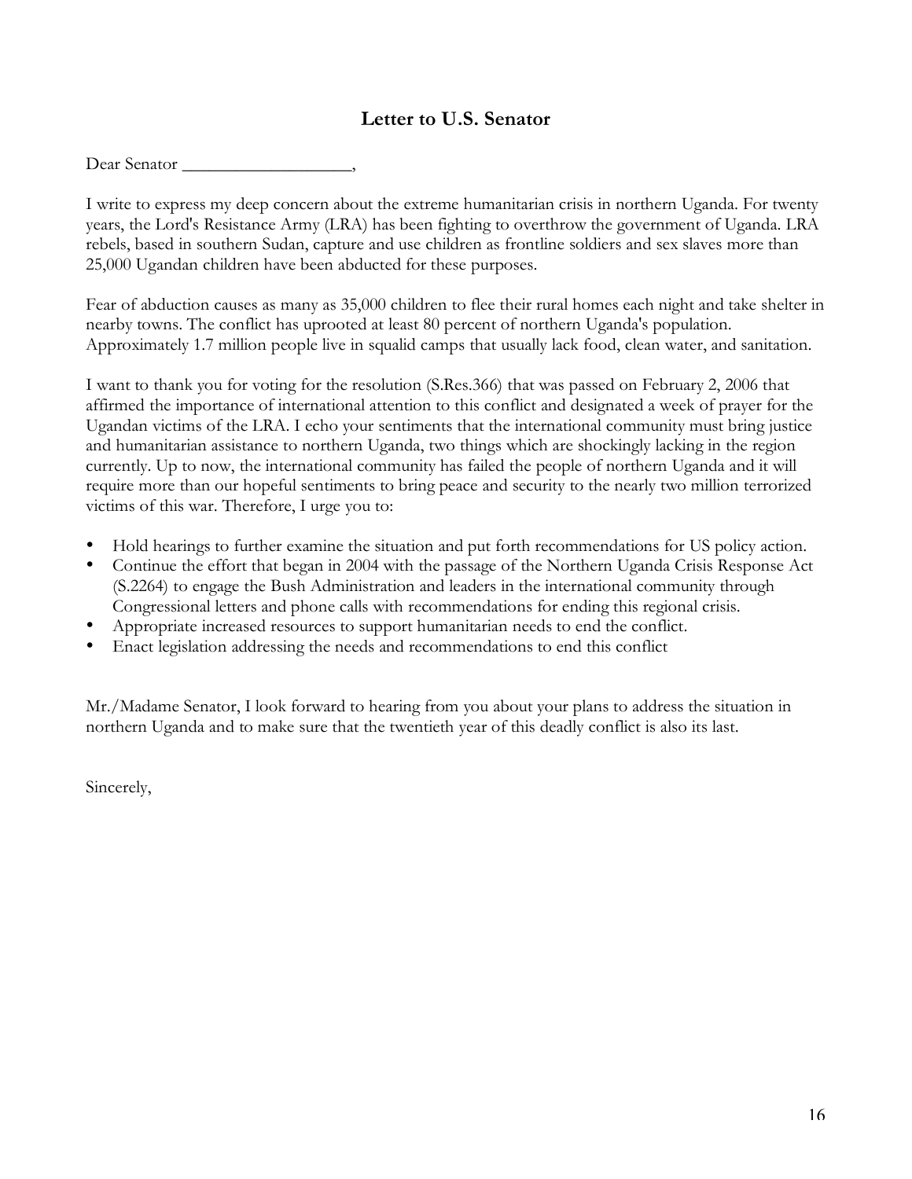# Letter to U.S. Senator

Dear Senator ____________________,

I write to express my deep concern about the extreme humanitarian crisis in northern Uganda. For twenty years, the Lord's Resistance Army (LRA) has been fighting to overthrow the government of Uganda. LRA rebels, based in southern Sudan, capture and use children as frontline soldiers and sex slaves more than 25,000 Ugandan children have been abducted for these purposes.

Fear of abduction causes as many as 35,000 children to flee their rural homes each night and take shelter in nearby towns. The conflict has uprooted at least 80 percent of northern Uganda's population. Approximately 1.7 million people live in squalid camps that usually lack food, clean water, and sanitation.

I want to thank you for voting for the resolution (S.Res.366) that was passed on February 2, 2006 that affirmed the importance of international attention to this conflict and designated a week of prayer for the Ugandan victims of the LRA. I echo your sentiments that the international community must bring justice and humanitarian assistance to northern Uganda, two things which are shockingly lacking in the region currently. Up to now, the international community has failed the people of northern Uganda and it will require more than our hopeful sentiments to bring peace and security to the nearly two million terrorized victims of this war. Therefore, I urge you to:

- Hold hearings to further examine the situation and put forth recommendations for US policy action.
- Continue the effort that began in 2004 with the passage of the Northern Uganda Crisis Response Act (S.2264) to engage the Bush Administration and leaders in the international community through Congressional letters and phone calls with recommendations for ending this regional crisis.
- Appropriate increased resources to support humanitarian needs to end the conflict.
- Enact legislation addressing the needs and recommendations to end this conflict

Mr./Madame Senator, I look forward to hearing from you about your plans to address the situation in northern Uganda and to make sure that the twentieth year of this deadly conflict is also its last.

Sincerely,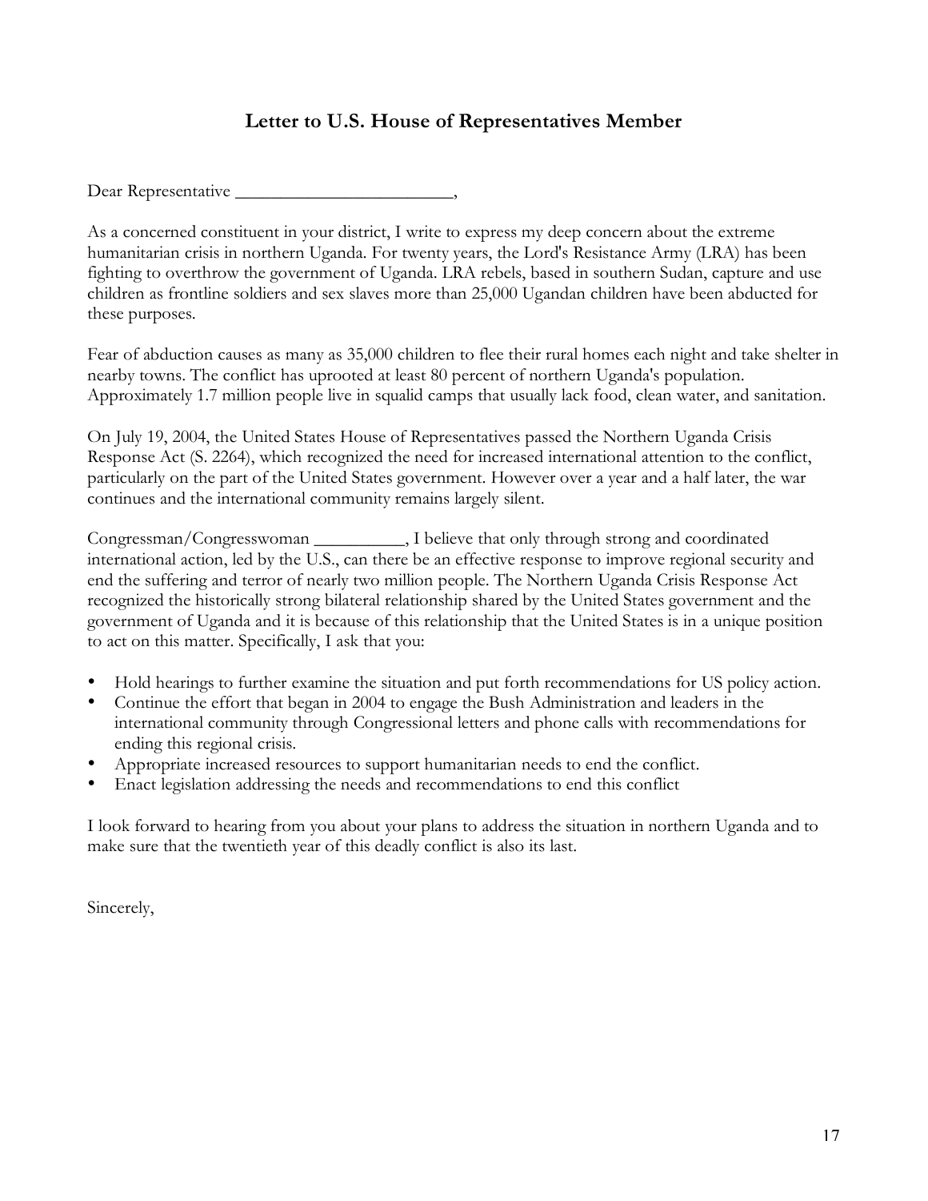## Letter to U.S. House of Representatives Member

Dear Representative ________________________,

As a concerned constituent in your district, I write to express my deep concern about the extreme humanitarian crisis in northern Uganda. For twenty years, the Lord's Resistance Army (LRA) has been fighting to overthrow the government of Uganda. LRA rebels, based in southern Sudan, capture and use children as frontline soldiers and sex slaves more than 25,000 Ugandan children have been abducted for these purposes.

Fear of abduction causes as many as 35,000 children to flee their rural homes each night and take shelter in nearby towns. The conflict has uprooted at least 80 percent of northern Uganda's population. Approximately 1.7 million people live in squalid camps that usually lack food, clean water, and sanitation.

On July 19, 2004, the United States House of Representatives passed the Northern Uganda Crisis Response Act (S. 2264), which recognized the need for increased international attention to the conflict, particularly on the part of the United States government. However over a year and a half later, the war continues and the international community remains largely silent.

Congressman/Congresswoman __________, I believe that only through strong and coordinated international action, led by the U.S., can there be an effective response to improve regional security and end the suffering and terror of nearly two million people. The Northern Uganda Crisis Response Act recognized the historically strong bilateral relationship shared by the United States government and the government of Uganda and it is because of this relationship that the United States is in a unique position to act on this matter. Specifically, I ask that you:

- Hold hearings to further examine the situation and put forth recommendations for US policy action.
- Continue the effort that began in 2004 to engage the Bush Administration and leaders in the international community through Congressional letters and phone calls with recommendations for ending this regional crisis.
- Appropriate increased resources to support humanitarian needs to end the conflict.
- Enact legislation addressing the needs and recommendations to end this conflict

I look forward to hearing from you about your plans to address the situation in northern Uganda and to make sure that the twentieth year of this deadly conflict is also its last.

Sincerely,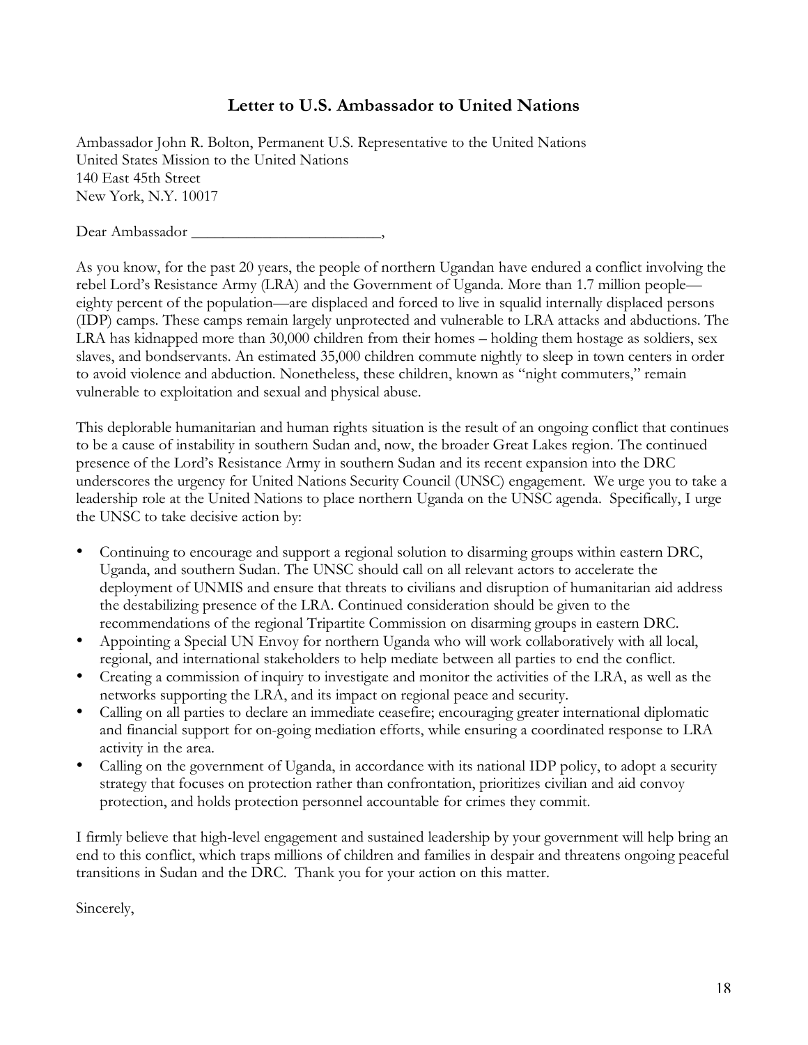## Letter to U.S. Ambassador to United Nations

Ambassador John R. Bolton, Permanent U.S. Representative to the United Nations
United States Mission to the United Nations
140 East 45th Street
New York, N.Y. 10017

Dear Ambassador ________________________,

As you know, for the past 20 years, the people of northern Ugandan have endured a conflict involving the rebel Lord's Resistance Army (LRA) and the Government of Uganda. More than 1.7 million people—eighty percent of the population—are displaced and forced to live in squalid internally displaced persons (IDP) camps. These camps remain largely unprotected and vulnerable to LRA attacks and abductions. The LRA has kidnapped more than 30,000 children from their homes – holding them hostage as soldiers, sex slaves, and bondservants. An estimated 35,000 children commute nightly to sleep in town centers in order to avoid violence and abduction. Nonetheless, these children, known as "night commuters," remain vulnerable to exploitation and sexual and physical abuse.

This deplorable humanitarian and human rights situation is the result of an ongoing conflict that continues to be a cause of instability in southern Sudan and, now, the broader Great Lakes region. The continued presence of the Lord's Resistance Army in southern Sudan and its recent expansion into the DRC underscores the urgency for United Nations Security Council (UNSC) engagement. We urge you to take a leadership role at the United Nations to place northern Uganda on the UNSC agenda. Specifically, I urge the UNSC to take decisive action by:

- Continuing to encourage and support a regional solution to disarming groups within eastern DRC, Uganda, and southern Sudan. The UNSC should call on all relevant actors to accelerate the deployment of UNMIS and ensure that threats to civilians and disruption of humanitarian aid address the destabilizing presence of the LRA. Continued consideration should be given to the recommendations of the regional Tripartite Commission on disarming groups in eastern DRC.
- Appointing a Special UN Envoy for northern Uganda who will work collaboratively with all local, regional, and international stakeholders to help mediate between all parties to end the conflict.
- Creating a commission of inquiry to investigate and monitor the activities of the LRA, as well as the networks supporting the LRA, and its impact on regional peace and security.
- Calling on all parties to declare an immediate ceasefire; encouraging greater international diplomatic and financial support for on-going mediation efforts, while ensuring a coordinated response to LRA activity in the area.
- Calling on the government of Uganda, in accordance with its national IDP policy, to adopt a security strategy that focuses on protection rather than confrontation, prioritizes civilian and aid convoy protection, and holds protection personnel accountable for crimes they commit.

I firmly believe that high-level engagement and sustained leadership by your government will help bring an end to this conflict, which traps millions of children and families in despair and threatens ongoing peaceful transitions in Sudan and the DRC. Thank you for your action on this matter.

Sincerely,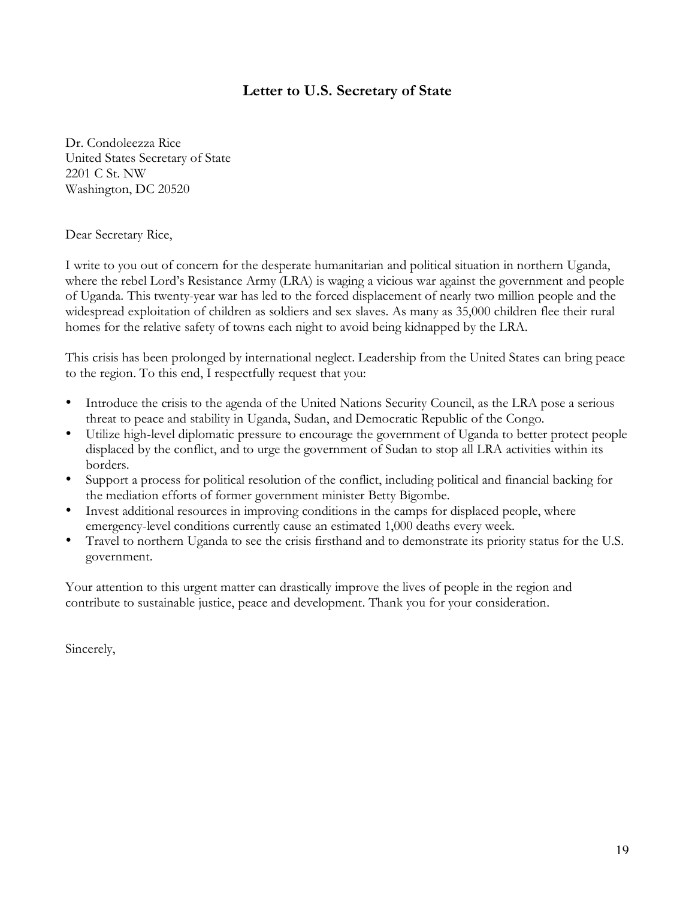## Letter to U.S. Secretary of State

Dr. Condoleezza Rice
United States Secretary of State
2201 C St. NW
Washington, DC 20520

Dear Secretary Rice,

I write to you out of concern for the desperate humanitarian and political situation in northern Uganda, where the rebel Lord's Resistance Army (LRA) is waging a vicious war against the government and people of Uganda. This twenty-year war has led to the forced displacement of nearly two million people and the widespread exploitation of children as soldiers and sex slaves. As many as 35,000 children flee their rural homes for the relative safety of towns each night to avoid being kidnapped by the LRA.

This crisis has been prolonged by international neglect. Leadership from the United States can bring peace to the region. To this end, I respectfully request that you:

- Introduce the crisis to the agenda of the United Nations Security Council, as the LRA pose a serious threat to peace and stability in Uganda, Sudan, and Democratic Republic of the Congo.
- Utilize high-level diplomatic pressure to encourage the government of Uganda to better protect people displaced by the conflict, and to urge the government of Sudan to stop all LRA activities within its borders.
- Support a process for political resolution of the conflict, including political and financial backing for the mediation efforts of former government minister Betty Bigombe.
- Invest additional resources in improving conditions in the camps for displaced people, where emergency-level conditions currently cause an estimated 1,000 deaths every week.
- Travel to northern Uganda to see the crisis firsthand and to demonstrate its priority status for the U.S. government.

Your attention to this urgent matter can drastically improve the lives of people in the region and contribute to sustainable justice, peace and development. Thank you for your consideration.

Sincerely,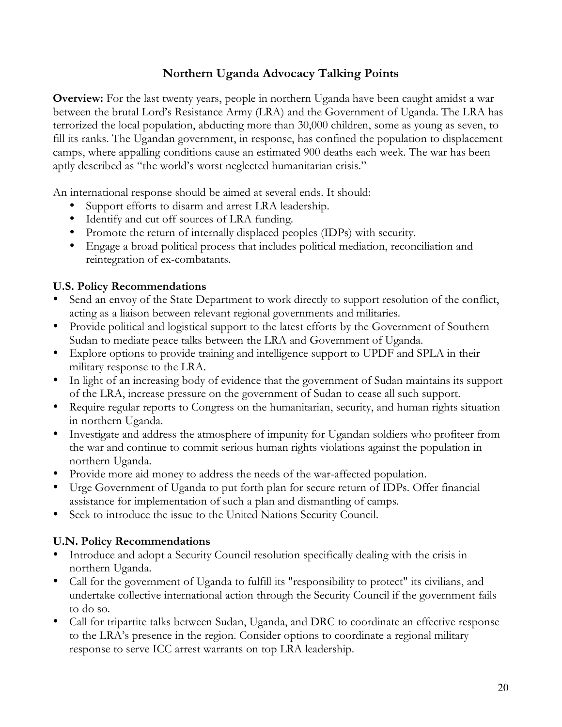# Northern Uganda Advocacy Talking Points

**Overview:** For the last twenty years, people in northern Uganda have been caught amidst a war between the brutal Lord's Resistance Army (LRA) and the Government of Uganda. The LRA has terrorized the local population, abducting more than 30,000 children, some as young as seven, to fill its ranks. The Ugandan government, in response, has confined the population to displacement camps, where appalling conditions cause an estimated 900 deaths each week. The war has been aptly described as "the world's worst neglected humanitarian crisis."

An international response should be aimed at several ends. It should:

- Support efforts to disarm and arrest LRA leadership.
- Identify and cut off sources of LRA funding.
- Promote the return of internally displaced peoples (IDPs) with security.
- Engage a broad political process that includes political mediation, reconciliation and reintegration of ex-combatants.

**U.S. Policy Recommendations**

- Send an envoy of the State Department to work directly to support resolution of the conflict, acting as a liaison between relevant regional governments and militaries.
- Provide political and logistical support to the latest efforts by the Government of Southern Sudan to mediate peace talks between the LRA and Government of Uganda.
- Explore options to provide training and intelligence support to UPDF and SPLA in their military response to the LRA.
- In light of an increasing body of evidence that the government of Sudan maintains its support of the LRA, increase pressure on the government of Sudan to cease all such support.
- Require regular reports to Congress on the humanitarian, security, and human rights situation in northern Uganda.
- Investigate and address the atmosphere of impunity for Ugandan soldiers who profiteer from the war and continue to commit serious human rights violations against the population in northern Uganda.
- Provide more aid money to address the needs of the war-affected population.
- Urge Government of Uganda to put forth plan for secure return of IDPs. Offer financial assistance for implementation of such a plan and dismantling of camps.
- Seek to introduce the issue to the United Nations Security Council.

**U.N. Policy Recommendations**

- Introduce and adopt a Security Council resolution specifically dealing with the crisis in northern Uganda.
- Call for the government of Uganda to fulfill its "responsibility to protect" its civilians, and undertake collective international action through the Security Council if the government fails to do so.
- Call for tripartite talks between Sudan, Uganda, and DRC to coordinate an effective response to the LRA's presence in the region. Consider options to coordinate a regional military response to serve ICC arrest warrants on top LRA leadership.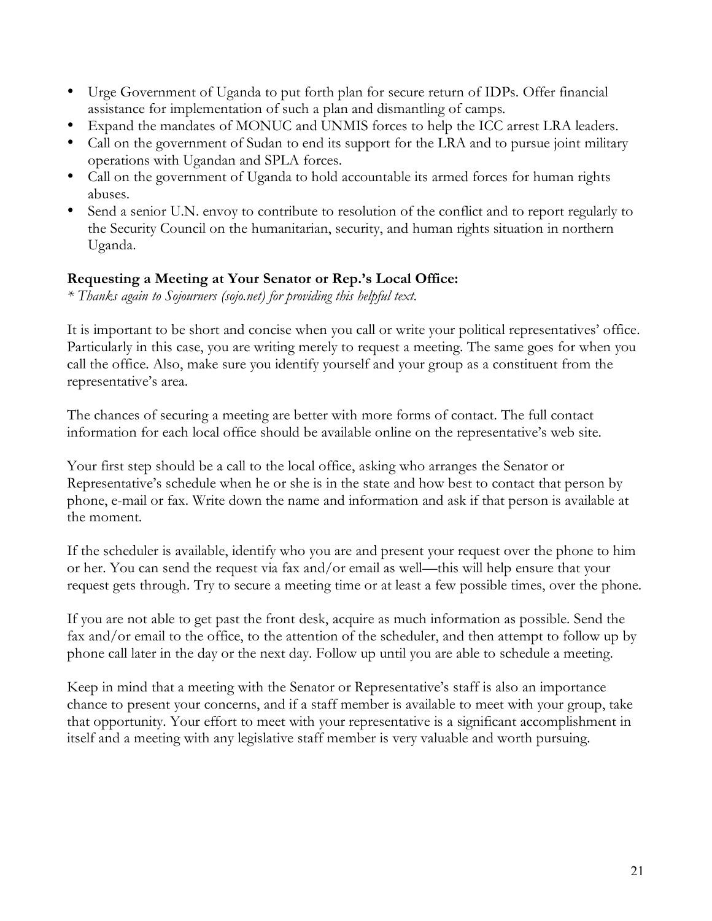- Urge Government of Uganda to put forth plan for secure return of IDPs. Offer financial assistance for implementation of such a plan and dismantling of camps.
- Expand the mandates of MONUC and UNMIS forces to help the ICC arrest LRA leaders.
- Call on the government of Sudan to end its support for the LRA and to pursue joint military operations with Ugandan and SPLA forces.
- Call on the government of Uganda to hold accountable its armed forces for human rights abuses.
- Send a senior U.N. envoy to contribute to resolution of the conflict and to report regularly to the Security Council on the humanitarian, security, and human rights situation in northern Uganda.

**Requesting a Meeting at Your Senator or Rep.'s Local Office:**

*\* Thanks again to Sojourners (sojo.net) for providing this helpful text.*

It is important to be short and concise when you call or write your political representatives' office. Particularly in this case, you are writing merely to request a meeting. The same goes for when you call the office. Also, make sure you identify yourself and your group as a constituent from the representative's area.

The chances of securing a meeting are better with more forms of contact. The full contact information for each local office should be available online on the representative's web site.

Your first step should be a call to the local office, asking who arranges the Senator or Representative's schedule when he or she is in the state and how best to contact that person by phone, e-mail or fax. Write down the name and information and ask if that person is available at the moment.

If the scheduler is available, identify who you are and present your request over the phone to him or her. You can send the request via fax and/or email as well—this will help ensure that your request gets through. Try to secure a meeting time or at least a few possible times, over the phone.

If you are not able to get past the front desk, acquire as much information as possible. Send the fax and/or email to the office, to the attention of the scheduler, and then attempt to follow up by phone call later in the day or the next day. Follow up until you are able to schedule a meeting.

Keep in mind that a meeting with the Senator or Representative's staff is also an importance chance to present your concerns, and if a staff member is available to meet with your group, take that opportunity. Your effort to meet with your representative is a significant accomplishment in itself and a meeting with any legislative staff member is very valuable and worth pursuing.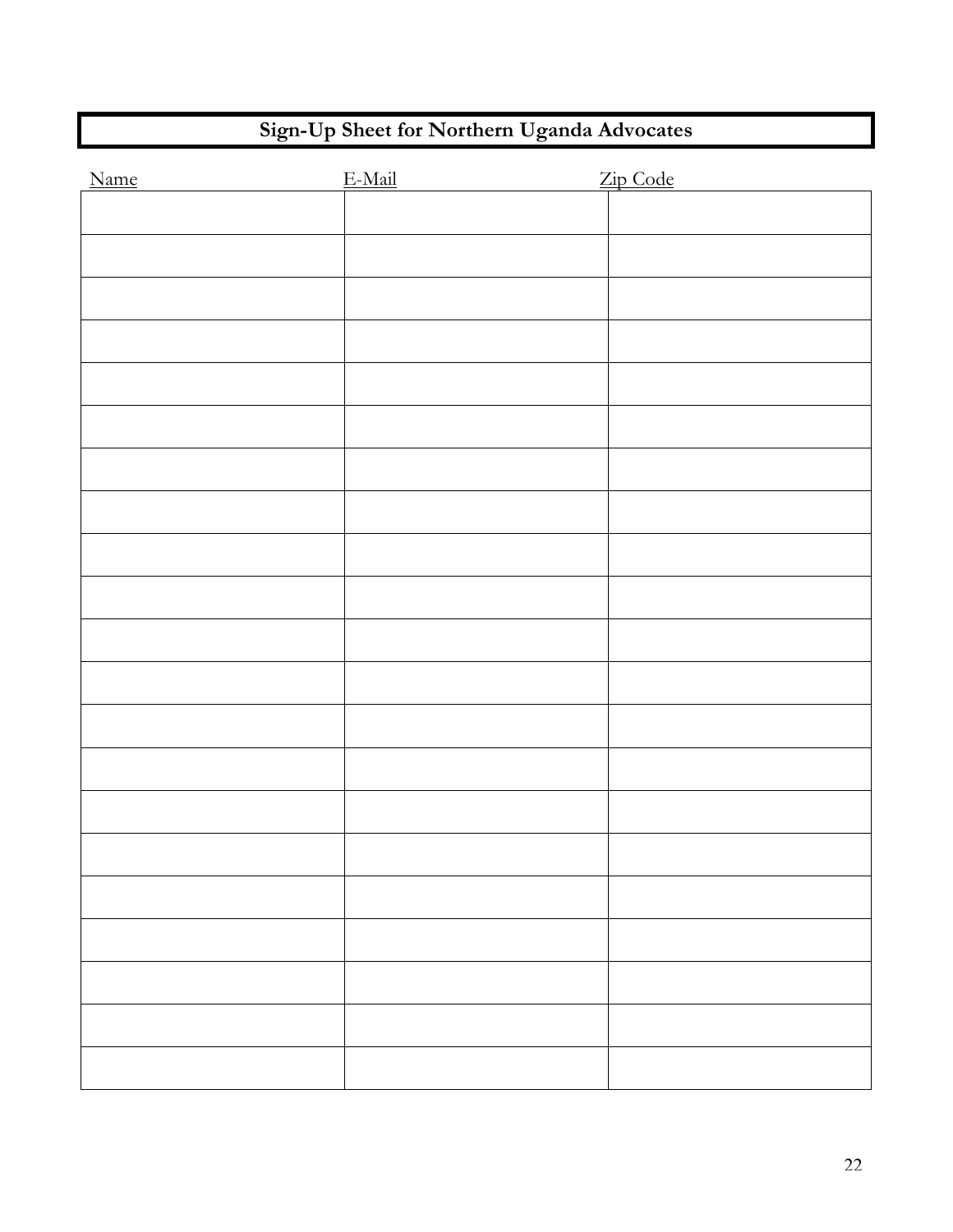# Sign-Up Sheet for Northern Uganda Advocates

| Name | E-Mail | Zip Code |
|---|---|---|
| | | |
| | | |
| | | |
| | | |
| | | |
| | | |
| | | |
| | | |
| | | |
| | | |
| | | |
| | | |
| | | |
| | | |
| | | |
| | | |
| | | |
| | | |
| | | |
| | | |
| | | |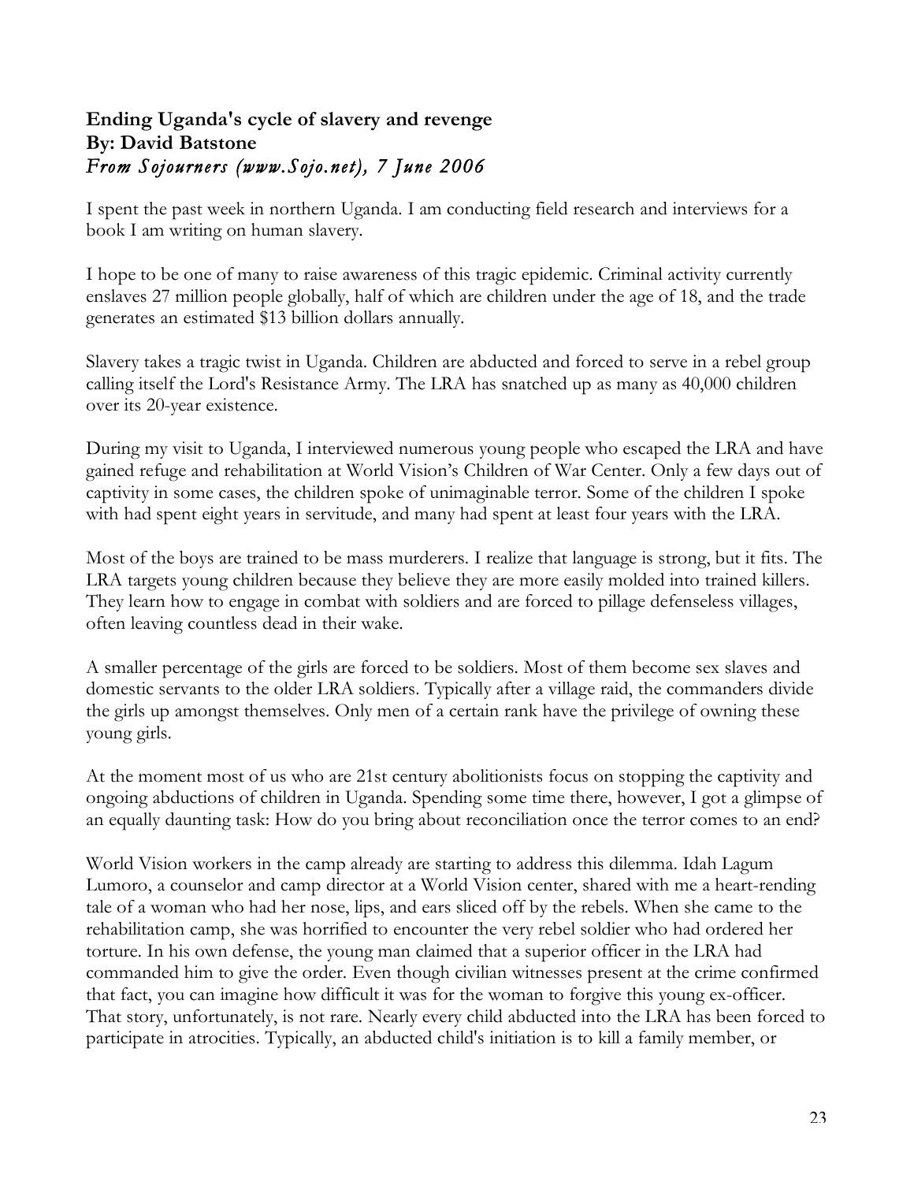**Ending Uganda's cycle of slavery and revenge**
**By: David Batstone**
*From Sojourners (www.Sojo.net), 7 June 2006*

I spent the past week in northern Uganda. I am conducting field research and interviews for a book I am writing on human slavery.

I hope to be one of many to raise awareness of this tragic epidemic. Criminal activity currently enslaves 27 million people globally, half of which are children under the age of 18, and the trade generates an estimated $13 billion dollars annually.

Slavery takes a tragic twist in Uganda. Children are abducted and forced to serve in a rebel group calling itself the Lord's Resistance Army. The LRA has snatched up as many as 40,000 children over its 20-year existence.

During my visit to Uganda, I interviewed numerous young people who escaped the LRA and have gained refuge and rehabilitation at World Vision's Children of War Center. Only a few days out of captivity in some cases, the children spoke of unimaginable terror. Some of the children I spoke with had spent eight years in servitude, and many had spent at least four years with the LRA.

Most of the boys are trained to be mass murderers. I realize that language is strong, but it fits. The LRA targets young children because they believe they are more easily molded into trained killers. They learn how to engage in combat with soldiers and are forced to pillage defenseless villages, often leaving countless dead in their wake.

A smaller percentage of the girls are forced to be soldiers. Most of them become sex slaves and domestic servants to the older LRA soldiers. Typically after a village raid, the commanders divide the girls up amongst themselves. Only men of a certain rank have the privilege of owning these young girls.

At the moment most of us who are 21st century abolitionists focus on stopping the captivity and ongoing abductions of children in Uganda. Spending some time there, however, I got a glimpse of an equally daunting task: How do you bring about reconciliation once the terror comes to an end?

World Vision workers in the camp already are starting to address this dilemma. Idah Lagum Lumoro, a counselor and camp director at a World Vision center, shared with me a heart-rending tale of a woman who had her nose, lips, and ears sliced off by the rebels. When she came to the rehabilitation camp, she was horrified to encounter the very rebel soldier who had ordered her torture. In his own defense, the young man claimed that a superior officer in the LRA had commanded him to give the order. Even though civilian witnesses present at the crime confirmed that fact, you can imagine how difficult it was for the woman to forgive this young ex-officer. That story, unfortunately, is not rare. Nearly every child abducted into the LRA has been forced to participate in atrocities. Typically, an abducted child's initiation is to kill a family member, or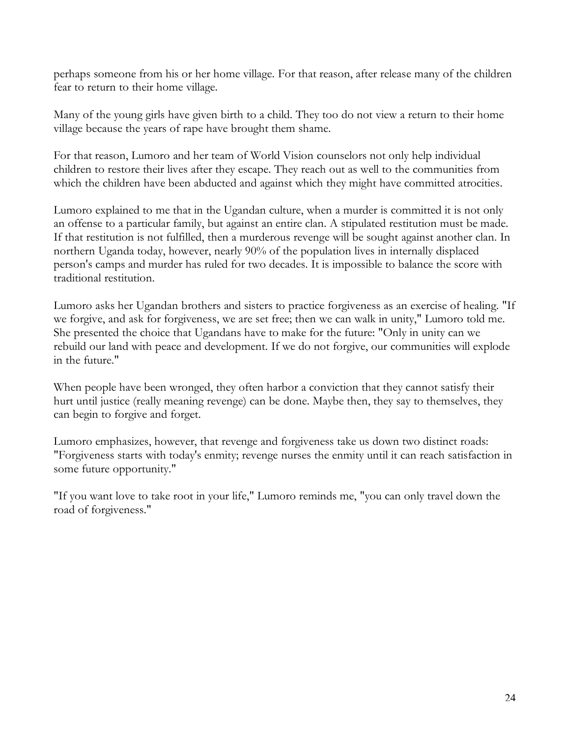perhaps someone from his or her home village. For that reason, after release many of the children fear to return to their home village.

Many of the young girls have given birth to a child. They too do not view a return to their home village because the years of rape have brought them shame.

For that reason, Lumoro and her team of World Vision counselors not only help individual children to restore their lives after they escape. They reach out as well to the communities from which the children have been abducted and against which they might have committed atrocities.

Lumoro explained to me that in the Ugandan culture, when a murder is committed it is not only an offense to a particular family, but against an entire clan. A stipulated restitution must be made. If that restitution is not fulfilled, then a murderous revenge will be sought against another clan. In northern Uganda today, however, nearly 90% of the population lives in internally displaced person's camps and murder has ruled for two decades. It is impossible to balance the score with traditional restitution.

Lumoro asks her Ugandan brothers and sisters to practice forgiveness as an exercise of healing. "If we forgive, and ask for forgiveness, we are set free; then we can walk in unity," Lumoro told me. She presented the choice that Ugandans have to make for the future: "Only in unity can we rebuild our land with peace and development. If we do not forgive, our communities will explode in the future."

When people have been wronged, they often harbor a conviction that they cannot satisfy their hurt until justice (really meaning revenge) can be done. Maybe then, they say to themselves, they can begin to forgive and forget.

Lumoro emphasizes, however, that revenge and forgiveness take us down two distinct roads: "Forgiveness starts with today's enmity; revenge nurses the enmity until it can reach satisfaction in some future opportunity."

"If you want love to take root in your life," Lumoro reminds me, "you can only travel down the road of forgiveness."